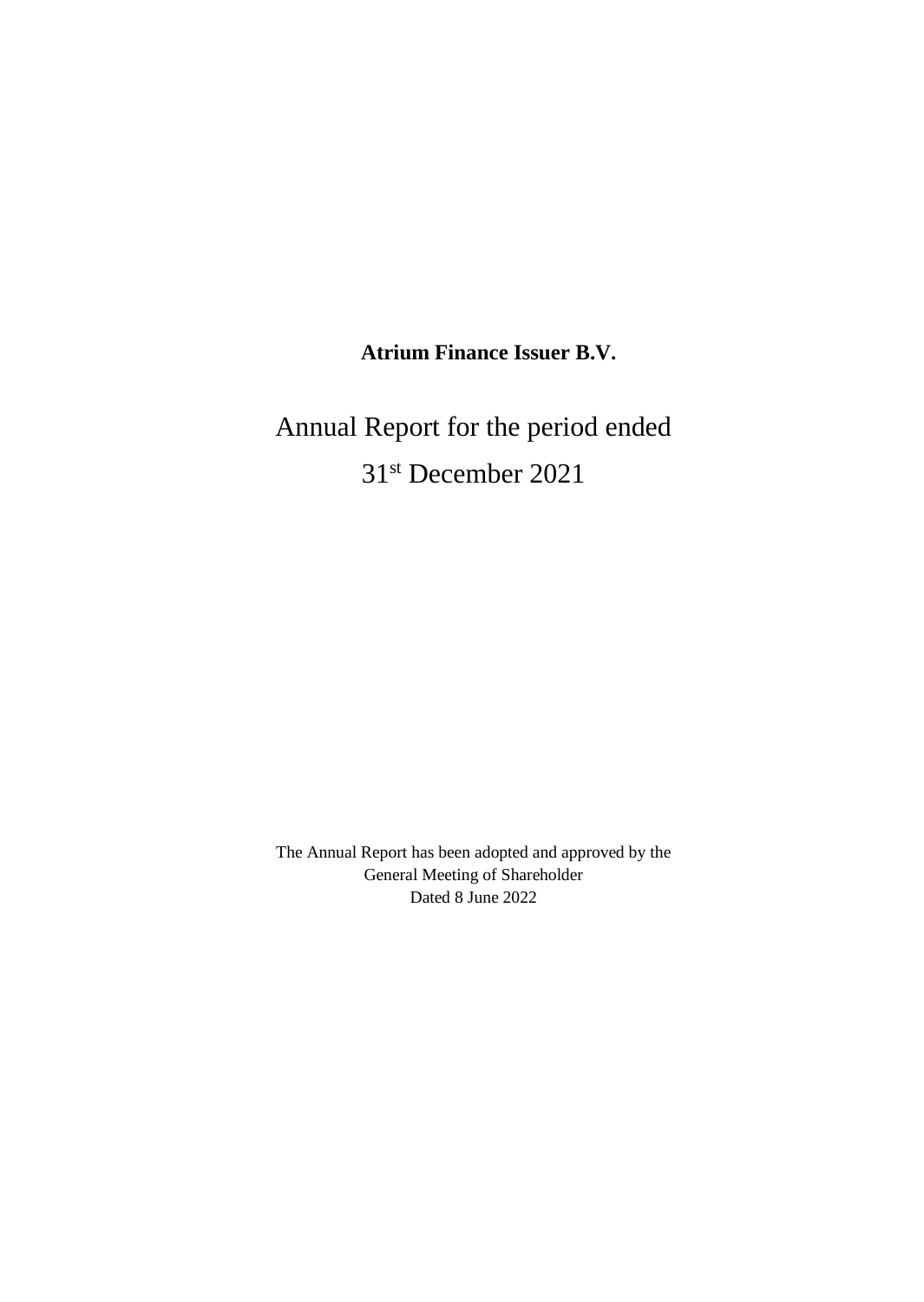**Atrium Finance Issuer B.V.**

# Annual Report for the period ended 31st December 2021

The Annual Report has been adopted and approved by the General Meeting of Shareholder
Dated 8 June 2022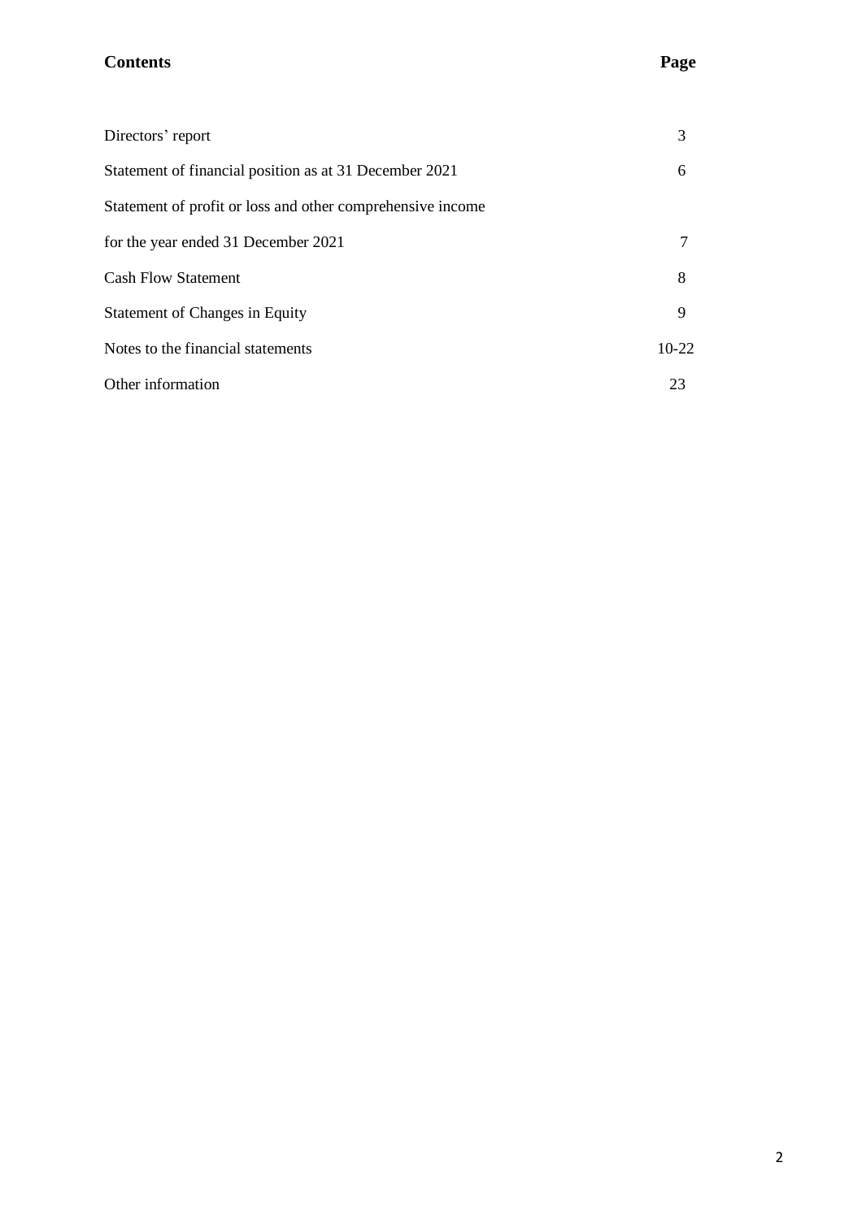| **Contents** | **Page** |
| --- | --- |
| Directors' report | 3 |
| Statement of financial position as at 31 December 2021 | 6 |
| Statement of profit or loss and other comprehensive income for the year ended 31 December 2021 | 7 |
| Cash Flow Statement | 8 |
| Statement of Changes in Equity | 9 |
| Notes to the financial statements | 10-22 |
| Other information | 23 |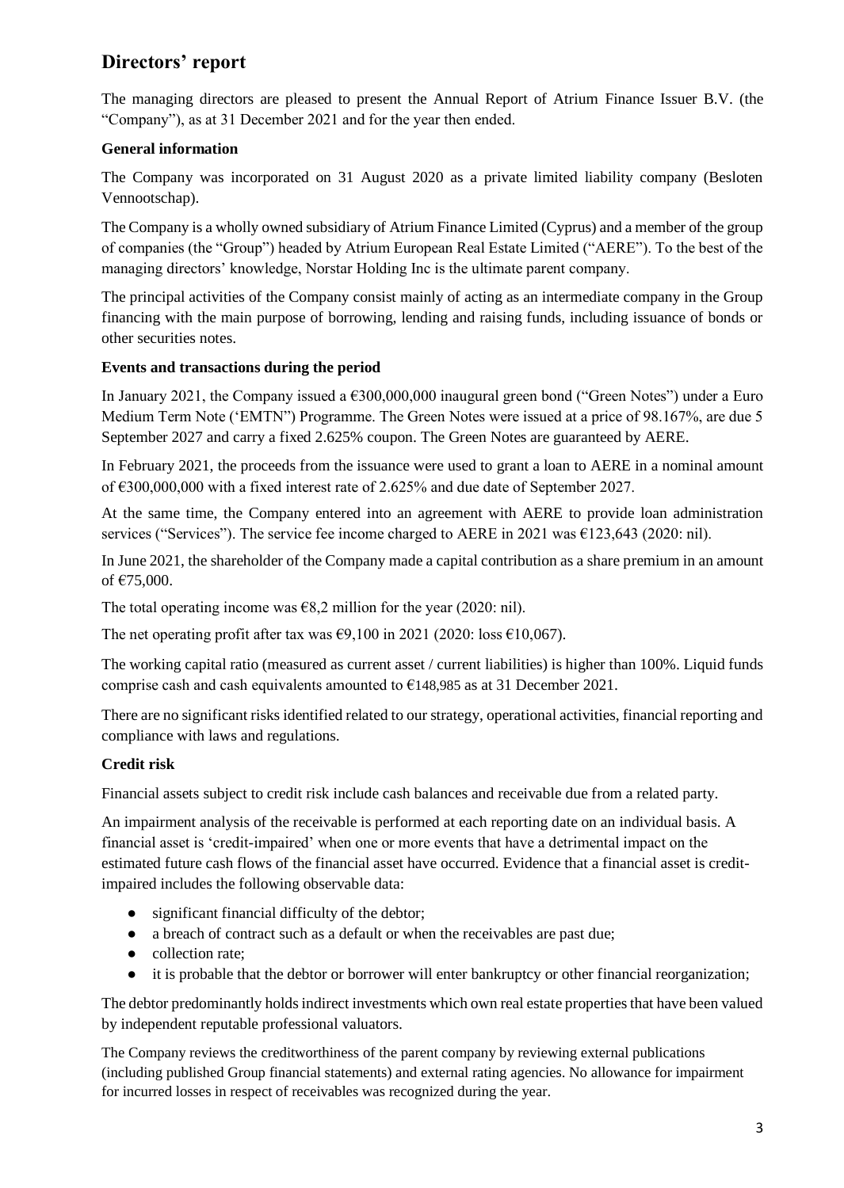# Directors' report

The managing directors are pleased to present the Annual Report of Atrium Finance Issuer B.V. (the "Company"), as at 31 December 2021 and for the year then ended.

**General information**

The Company was incorporated on 31 August 2020 as a private limited liability company (Besloten Vennootschap).

The Company is a wholly owned subsidiary of Atrium Finance Limited (Cyprus) and a member of the group of companies (the "Group") headed by Atrium European Real Estate Limited ("AERE"). To the best of the managing directors' knowledge, Norstar Holding Inc is the ultimate parent company.

The principal activities of the Company consist mainly of acting as an intermediate company in the Group financing with the main purpose of borrowing, lending and raising funds, including issuance of bonds or other securities notes.

**Events and transactions during the period**

In January 2021, the Company issued a €300,000,000 inaugural green bond ("Green Notes") under a Euro Medium Term Note ('EMTN") Programme. The Green Notes were issued at a price of 98.167%, are due 5 September 2027 and carry a fixed 2.625% coupon. The Green Notes are guaranteed by AERE.

In February 2021, the proceeds from the issuance were used to grant a loan to AERE in a nominal amount of €300,000,000 with a fixed interest rate of 2.625% and due date of September 2027.

At the same time, the Company entered into an agreement with AERE to provide loan administration services ("Services"). The service fee income charged to AERE in 2021 was €123,643 (2020: nil).

In June 2021, the shareholder of the Company made a capital contribution as a share premium in an amount of €75,000.

The total operating income was €8,2 million for the year (2020: nil).

The net operating profit after tax was €9,100 in 2021 (2020: loss €10,067).

The working capital ratio (measured as current asset / current liabilities) is higher than 100%. Liquid funds comprise cash and cash equivalents amounted to €148,985 as at 31 December 2021.

There are no significant risks identified related to our strategy, operational activities, financial reporting and compliance with laws and regulations.

**Credit risk**

Financial assets subject to credit risk include cash balances and receivable due from a related party.

An impairment analysis of the receivable is performed at each reporting date on an individual basis. A financial asset is 'credit-impaired' when one or more events that have a detrimental impact on the estimated future cash flows of the financial asset have occurred. Evidence that a financial asset is credit-impaired includes the following observable data:

- significant financial difficulty of the debtor;
- a breach of contract such as a default or when the receivables are past due;
- collection rate;
- it is probable that the debtor or borrower will enter bankruptcy or other financial reorganization;

The debtor predominantly holds indirect investments which own real estate properties that have been valued by independent reputable professional valuators.

The Company reviews the creditworthiness of the parent company by reviewing external publications (including published Group financial statements) and external rating agencies. No allowance for impairment for incurred losses in respect of receivables was recognized during the year.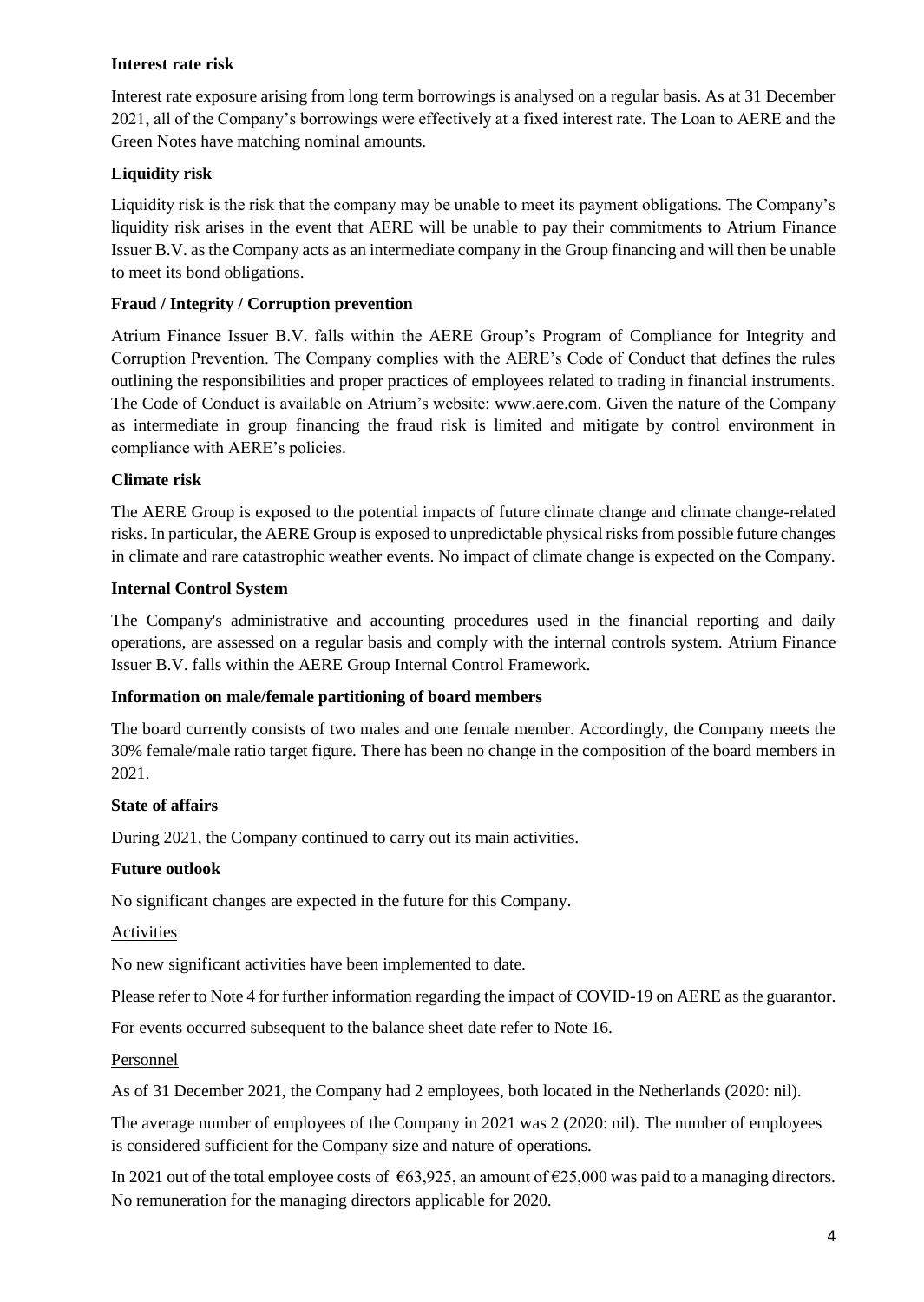**Interest rate risk**

Interest rate exposure arising from long term borrowings is analysed on a regular basis. As at 31 December 2021, all of the Company's borrowings were effectively at a fixed interest rate. The Loan to AERE and the Green Notes have matching nominal amounts.

**Liquidity risk**

Liquidity risk is the risk that the company may be unable to meet its payment obligations. The Company's liquidity risk arises in the event that AERE will be unable to pay their commitments to Atrium Finance Issuer B.V. as the Company acts as an intermediate company in the Group financing and will then be unable to meet its bond obligations.

**Fraud / Integrity / Corruption prevention**

Atrium Finance Issuer B.V. falls within the AERE Group's Program of Compliance for Integrity and Corruption Prevention. The Company complies with the AERE's Code of Conduct that defines the rules outlining the responsibilities and proper practices of employees related to trading in financial instruments. The Code of Conduct is available on Atrium's website: www.aere.com. Given the nature of the Company as intermediate in group financing the fraud risk is limited and mitigate by control environment in compliance with AERE's policies.

**Climate risk**

The AERE Group is exposed to the potential impacts of future climate change and climate change-related risks. In particular, the AERE Group is exposed to unpredictable physical risks from possible future changes in climate and rare catastrophic weather events. No impact of climate change is expected on the Company.

**Internal Control System**

The Company's administrative and accounting procedures used in the financial reporting and daily operations, are assessed on a regular basis and comply with the internal controls system. Atrium Finance Issuer B.V. falls within the AERE Group Internal Control Framework.

**Information on male/female partitioning of board members**

The board currently consists of two males and one female member. Accordingly, the Company meets the 30% female/male ratio target figure. There has been no change in the composition of the board members in 2021.

**State of affairs**

During 2021, the Company continued to carry out its main activities.

**Future outlook**

No significant changes are expected in the future for this Company.

Activities

No new significant activities have been implemented to date.

Please refer to Note 4 for further information regarding the impact of COVID-19 on AERE as the guarantor.

For events occurred subsequent to the balance sheet date refer to Note 16.

Personnel

As of 31 December 2021, the Company had 2 employees, both located in the Netherlands (2020: nil).

The average number of employees of the Company in 2021 was 2 (2020: nil). The number of employees is considered sufficient for the Company size and nature of operations.

In 2021 out of the total employee costs of €63,925, an amount of €25,000 was paid to a managing directors. No remuneration for the managing directors applicable for 2020.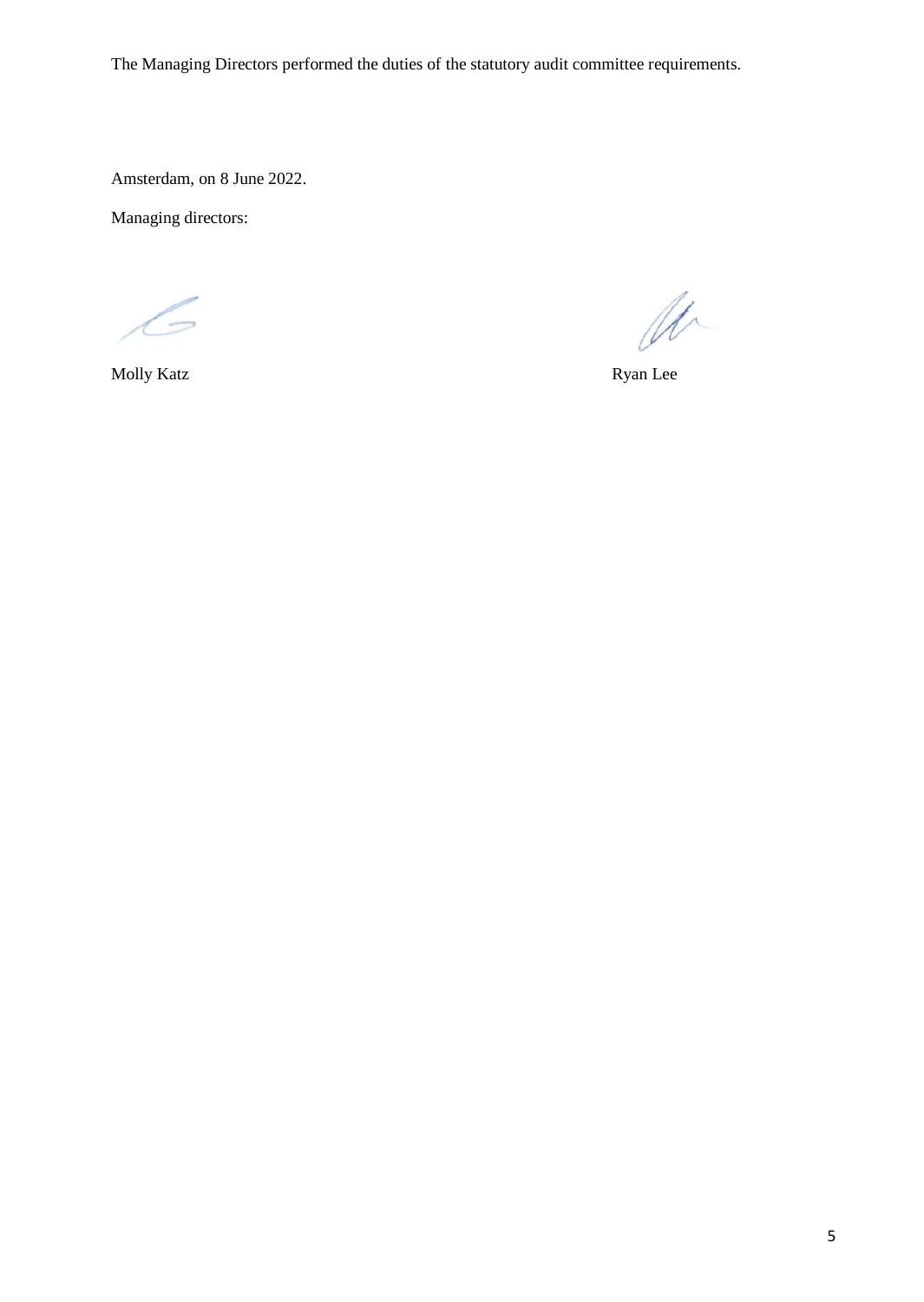The Managing Directors performed the duties of the statutory audit committee requirements.

Amsterdam, on 8 June 2022.

Managing directors:

Molly Katz

Ryan Lee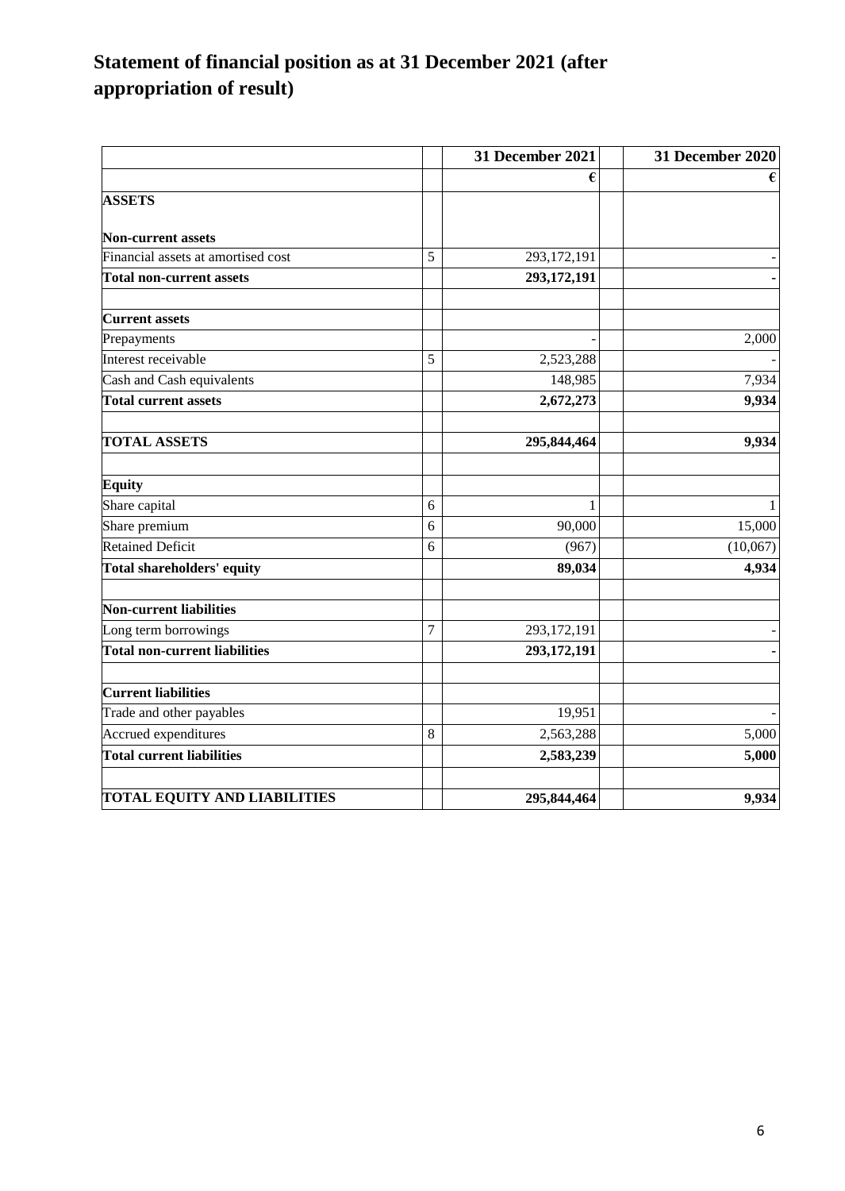# Statement of financial position as at 31 December 2021 (after appropriation of result)

| | | 31 December 2021 | | 31 December 2020 |
|---|---|---|---|---|
| | | € | | € |
| **ASSETS** | | | | |
| **Non-current assets** | | | | |
| Financial assets at amortised cost | 5 | 293,172,191 | | - |
| **Total non-current assets** | | **293,172,191** | | **-** |
| | | | | |
| **Current assets** | | | | |
| Prepayments | | - | | 2,000 |
| Interest receivable | 5 | 2,523,288 | | - |
| Cash and Cash equivalents | | 148,985 | | 7,934 |
| **Total current assets** | | **2,672,273** | | **9,934** |
| | | | | |
| **TOTAL ASSETS** | | **295,844,464** | | **9,934** |
| | | | | |
| **Equity** | | | | |
| Share capital | 6 | 1 | | 1 |
| Share premium | 6 | 90,000 | | 15,000 |
| Retained Deficit | 6 | (967) | | (10,067) |
| **Total shareholders' equity** | | **89,034** | | **4,934** |
| | | | | |
| **Non-current liabilities** | | | | |
| Long term borrowings | 7 | 293,172,191 | | - |
| **Total non-current liabilities** | | **293,172,191** | | **-** |
| | | | | |
| **Current liabilities** | | | | |
| Trade and other payables | | 19,951 | | - |
| Accrued expenditures | 8 | 2,563,288 | | 5,000 |
| **Total current liabilities** | | **2,583,239** | | **5,000** |
| | | | | |
| **TOTAL EQUITY AND LIABILITIES** | | **295,844,464** | | **9,934** |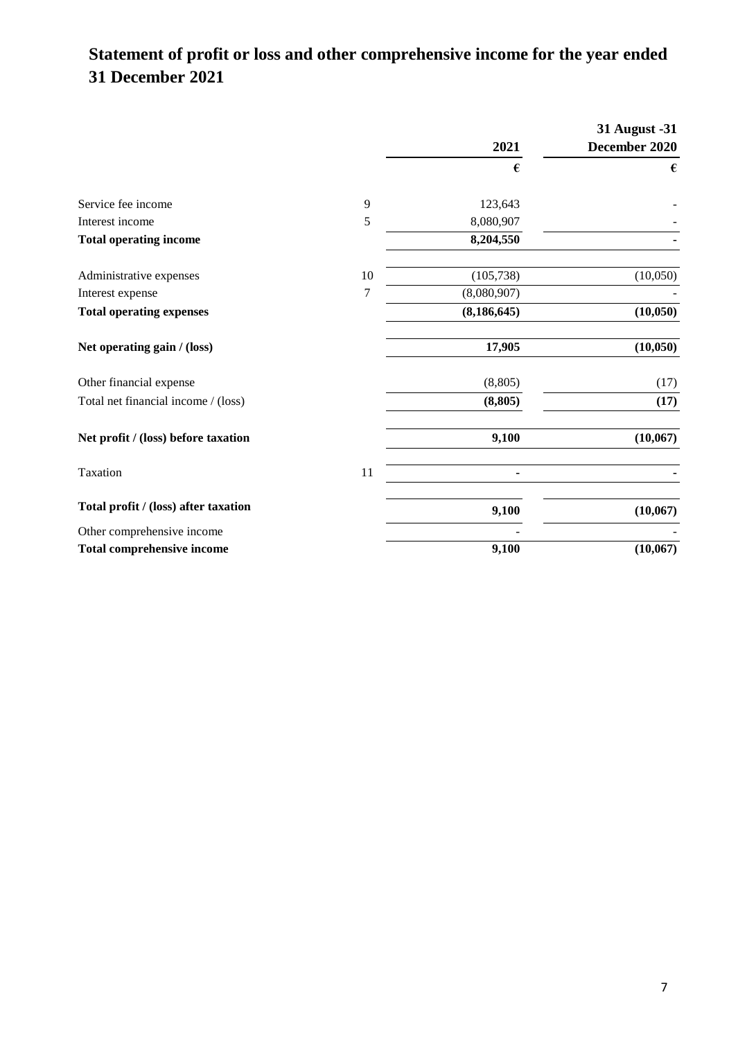# Statement of profit or loss and other comprehensive income for the year ended 31 December 2021

| | | 2021 | 31 August -31 December 2020 |
|---|---|---|---|
| | | € | € |
| Service fee income | 9 | 123,643 | - |
| Interest income | 5 | 8,080,907 | - |
| **Total operating income** | | **8,204,550** | **-** |
| Administrative expenses | 10 | (105,738) | (10,050) |
| Interest expense | 7 | (8,080,907) | - |
| **Total operating expenses** | | **(8,186,645)** | **(10,050)** |
| **Net operating gain / (loss)** | | **17,905** | **(10,050)** |
| Other financial expense | | (8,805) | (17) |
| Total net financial income / (loss) | | **(8,805)** | **(17)** |
| **Net profit / (loss) before taxation** | | **9,100** | **(10,067)** |
| Taxation | 11 | **-** | **-** |
| **Total profit / (loss) after taxation** | | **9,100** | **(10,067)** |
| Other comprehensive income | | - | - |
| **Total comprehensive income** | | **9,100** | **(10,067)** |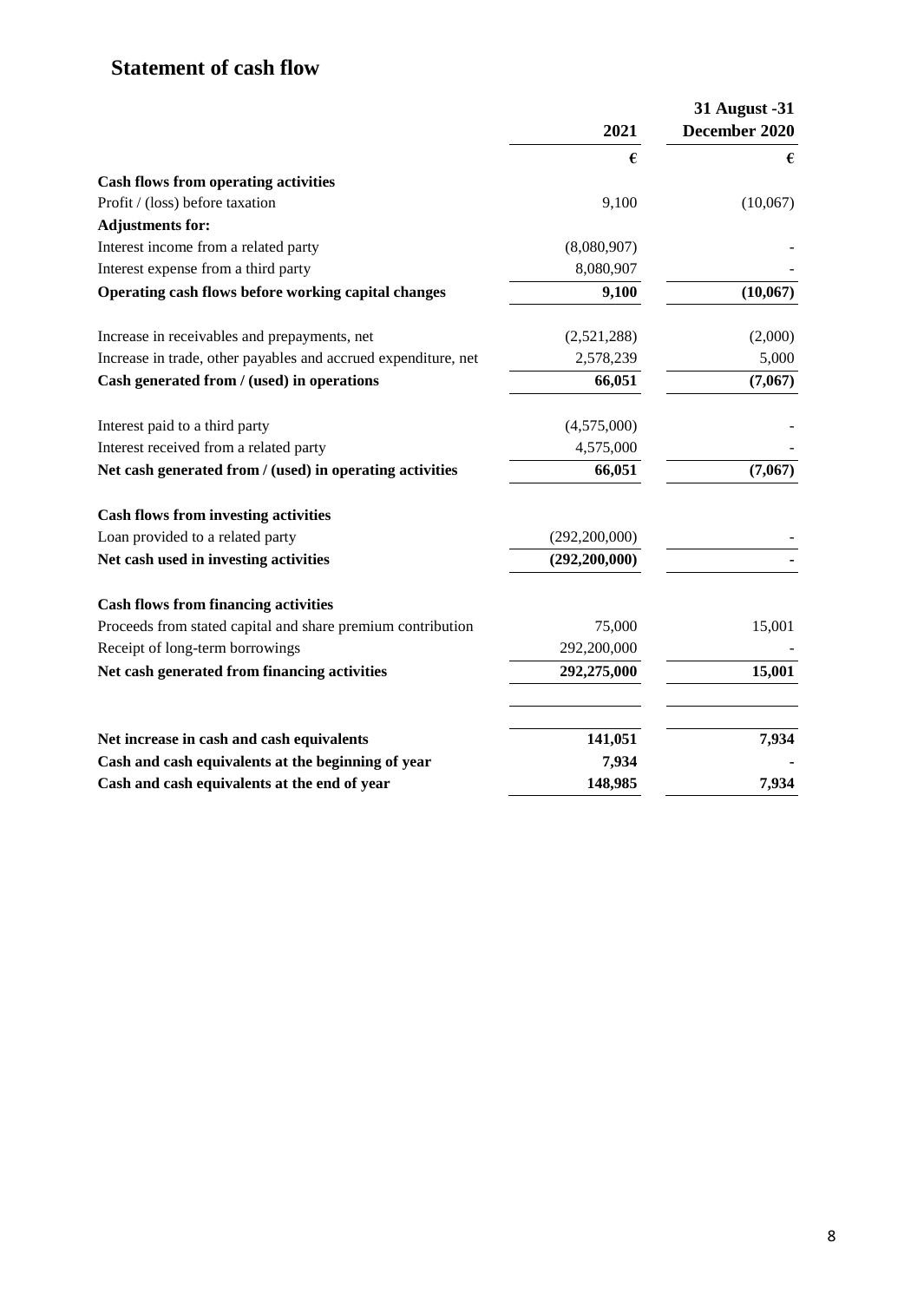## Statement of cash flow

| | 2021 | 31 August -31 December 2020 |
|---|---|---|
| | € | € |
| **Cash flows from operating activities** | | |
| Profit / (loss) before taxation | 9,100 | (10,067) |
| **Adjustments for:** | | |
| Interest income from a related party | (8,080,907) | - |
| Interest expense from a third party | 8,080,907 | - |
| **Operating cash flows before working capital changes** | **9,100** | **(10,067)** |
| Increase in receivables and prepayments, net | (2,521,288) | (2,000) |
| Increase in trade, other payables and accrued expenditure, net | 2,578,239 | 5,000 |
| **Cash generated from / (used) in operations** | **66,051** | **(7,067)** |
| Interest paid to a third party | (4,575,000) | - |
| Interest received from a related party | 4,575,000 | - |
| **Net cash generated from / (used) in operating activities** | **66,051** | **(7,067)** |
| **Cash flows from investing activities** | | |
| Loan provided to a related party | (292,200,000) | - |
| **Net cash used in investing activities** | **(292,200,000)** | **-** |
| **Cash flows from financing activities** | | |
| Proceeds from stated capital and share premium contribution | 75,000 | 15,001 |
| Receipt of long-term borrowings | 292,200,000 | - |
| **Net cash generated from financing activities** | **292,275,000** | **15,001** |
| **Net increase in cash and cash equivalents** | **141,051** | **7,934** |
| **Cash and cash equivalents at the beginning of year** | **7,934** | **-** |
| **Cash and cash equivalents at the end of year** | **148,985** | **7,934** |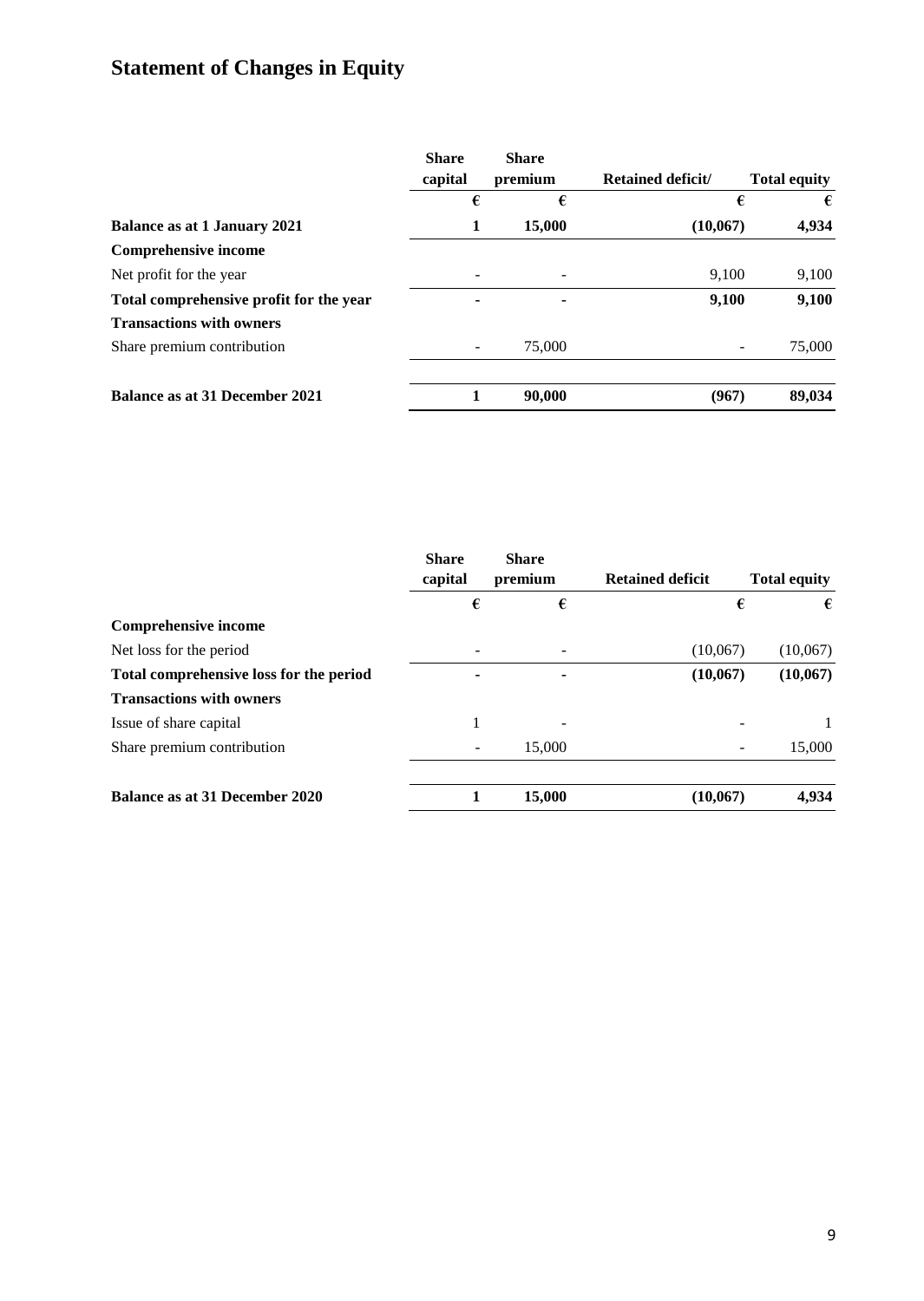# Statement of Changes in Equity

| | Share capital | Share premium | Retained deficit/ | Total equity |
|---|---|---|---|---|
| | € | € | € | € |
| **Balance as at 1 January 2021** | **1** | **15,000** | **(10,067)** | **4,934** |
| **Comprehensive income** | | | | |
| Net profit for the year | - | - | 9,100 | 9,100 |
| **Total comprehensive profit for the year** | **-** | **-** | **9,100** | **9,100** |
| **Transactions with owners** | | | | |
| Share premium contribution | - | 75,000 | - | 75,000 |
| **Balance as at 31 December 2021** | **1** | **90,000** | **(967)** | **89,034** |

| | Share capital | Share premium | Retained deficit | Total equity |
|---|---|---|---|---|
| | € | € | € | € |
| **Comprehensive income** | | | | |
| Net loss for the period | - | - | (10,067) | (10,067) |
| **Total comprehensive loss for the period** | **-** | **-** | **(10,067)** | **(10,067)** |
| **Transactions with owners** | | | | |
| Issue of share capital | 1 | - | - | 1 |
| Share premium contribution | - | 15,000 | - | 15,000 |
| **Balance as at 31 December 2020** | **1** | **15,000** | **(10,067)** | **4,934** |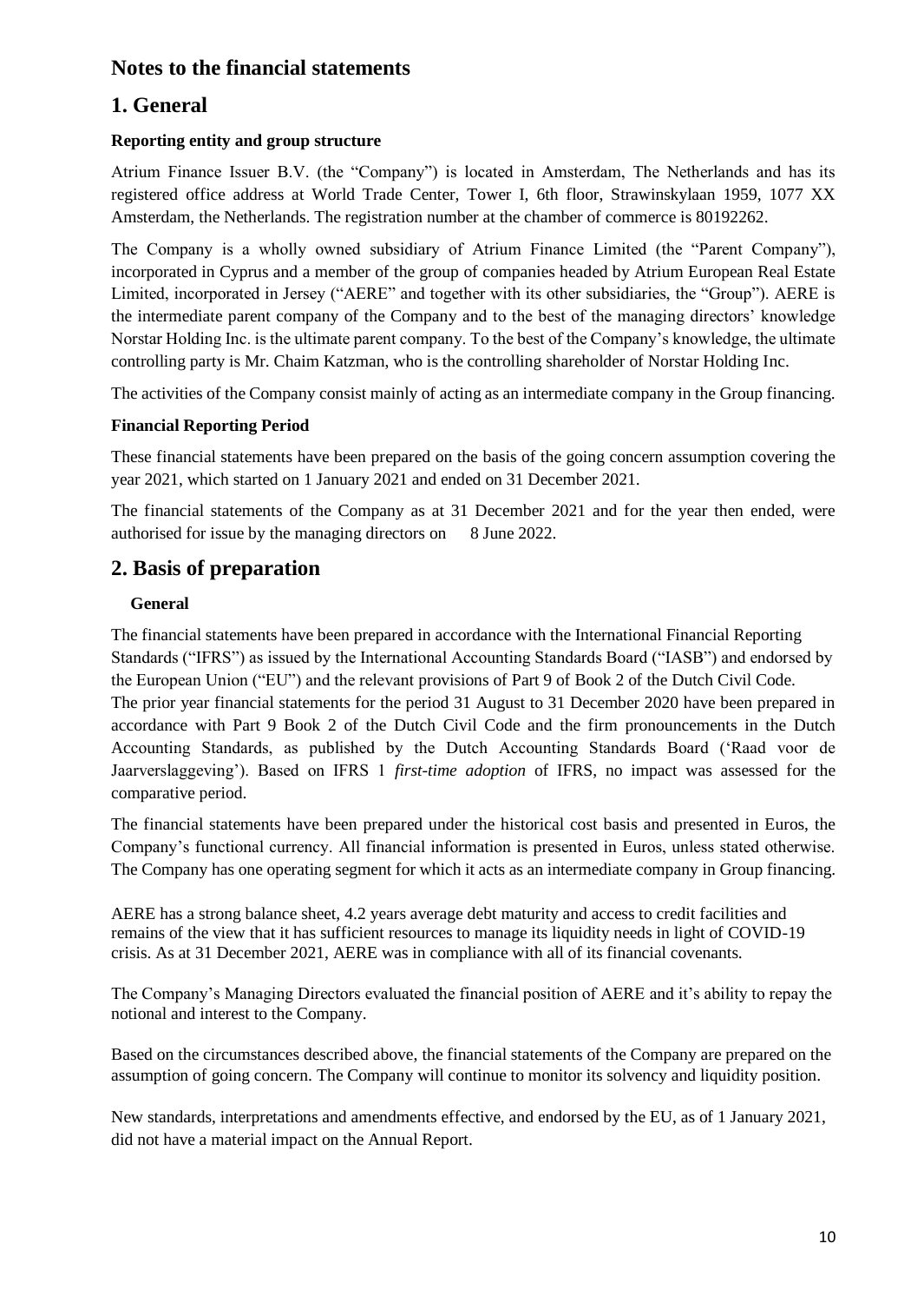# Notes to the financial statements

# 1. General

### Reporting entity and group structure

Atrium Finance Issuer B.V. (the "Company") is located in Amsterdam, The Netherlands and has its registered office address at World Trade Center, Tower I, 6th floor, Strawinskylaan 1959, 1077 XX Amsterdam, the Netherlands. The registration number at the chamber of commerce is 80192262.

The Company is a wholly owned subsidiary of Atrium Finance Limited (the "Parent Company"), incorporated in Cyprus and a member of the group of companies headed by Atrium European Real Estate Limited, incorporated in Jersey ("AERE" and together with its other subsidiaries, the "Group"). AERE is the intermediate parent company of the Company and to the best of the managing directors' knowledge Norstar Holding Inc. is the ultimate parent company. To the best of the Company's knowledge, the ultimate controlling party is Mr. Chaim Katzman, who is the controlling shareholder of Norstar Holding Inc.

The activities of the Company consist mainly of acting as an intermediate company in the Group financing.

### Financial Reporting Period

These financial statements have been prepared on the basis of the going concern assumption covering the year 2021, which started on 1 January 2021 and ended on 31 December 2021.

The financial statements of the Company as at 31 December 2021 and for the year then ended, were authorised for issue by the managing directors on 8 June 2022.

# 2. Basis of preparation

### General

The financial statements have been prepared in accordance with the International Financial Reporting Standards ("IFRS") as issued by the International Accounting Standards Board ("IASB") and endorsed by the European Union ("EU") and the relevant provisions of Part 9 of Book 2 of the Dutch Civil Code.
The prior year financial statements for the period 31 August to 31 December 2020 have been prepared in accordance with Part 9 Book 2 of the Dutch Civil Code and the firm pronouncements in the Dutch Accounting Standards, as published by the Dutch Accounting Standards Board ('Raad voor de Jaarverslaggeving'). Based on IFRS 1 *first-time adoption* of IFRS, no impact was assessed for the comparative period.

The financial statements have been prepared under the historical cost basis and presented in Euros, the Company's functional currency. All financial information is presented in Euros, unless stated otherwise. The Company has one operating segment for which it acts as an intermediate company in Group financing.

AERE has a strong balance sheet, 4.2 years average debt maturity and access to credit facilities and remains of the view that it has sufficient resources to manage its liquidity needs in light of COVID-19 crisis. As at 31 December 2021, AERE was in compliance with all of its financial covenants.

The Company's Managing Directors evaluated the financial position of AERE and it's ability to repay the notional and interest to the Company.

Based on the circumstances described above, the financial statements of the Company are prepared on the assumption of going concern. The Company will continue to monitor its solvency and liquidity position.

New standards, interpretations and amendments effective, and endorsed by the EU, as of 1 January 2021, did not have a material impact on the Annual Report.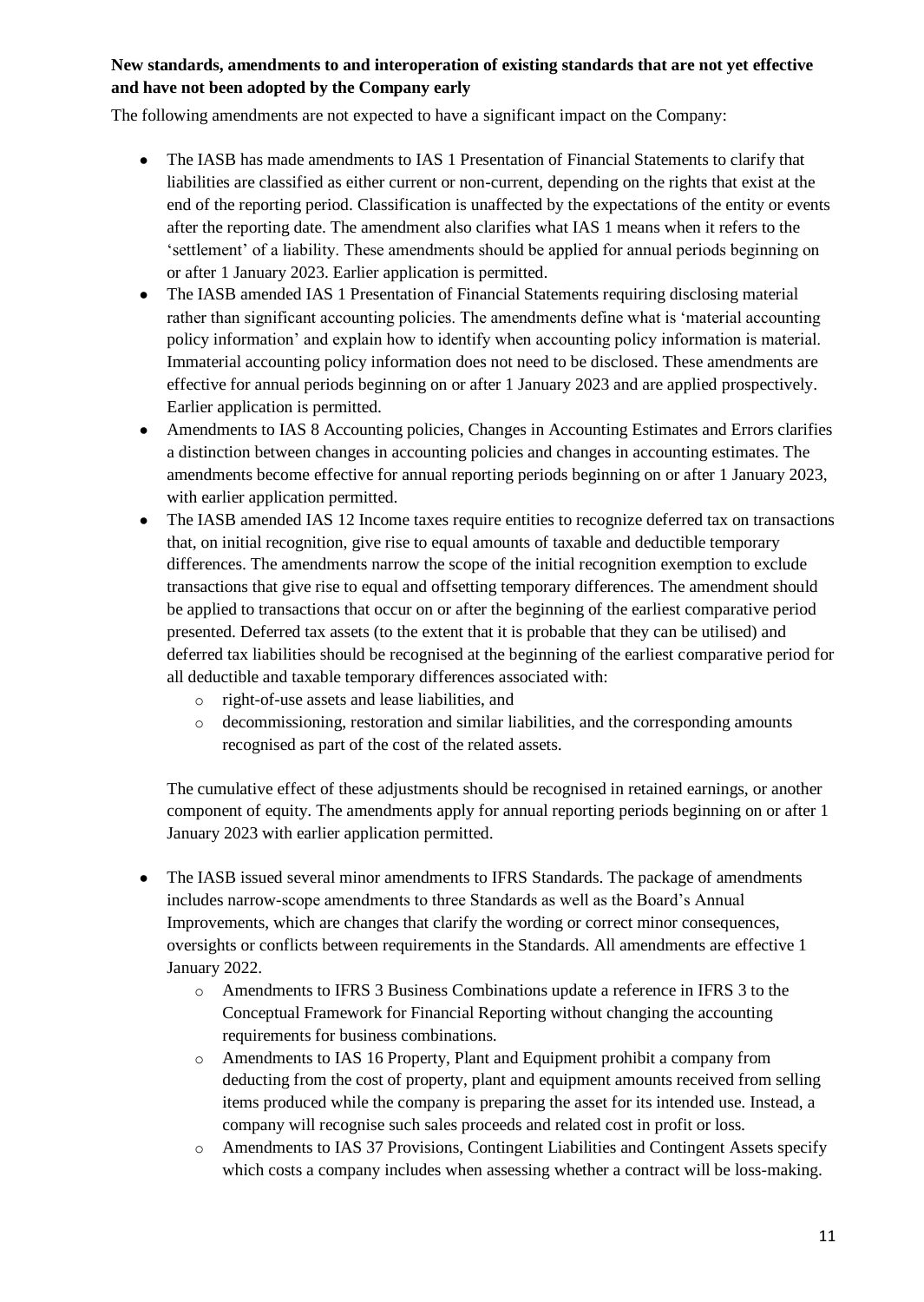**New standards, amendments to and interoperation of existing standards that are not yet effective and have not been adopted by the Company early**

The following amendments are not expected to have a significant impact on the Company:

- The IASB has made amendments to IAS 1 Presentation of Financial Statements to clarify that liabilities are classified as either current or non-current, depending on the rights that exist at the end of the reporting period. Classification is unaffected by the expectations of the entity or events after the reporting date. The amendment also clarifies what IAS 1 means when it refers to the 'settlement' of a liability. These amendments should be applied for annual periods beginning on or after 1 January 2023. Earlier application is permitted.
- The IASB amended IAS 1 Presentation of Financial Statements requiring disclosing material rather than significant accounting policies. The amendments define what is 'material accounting policy information' and explain how to identify when accounting policy information is material. Immaterial accounting policy information does not need to be disclosed. These amendments are effective for annual periods beginning on or after 1 January 2023 and are applied prospectively. Earlier application is permitted.
- Amendments to IAS 8 Accounting policies, Changes in Accounting Estimates and Errors clarifies a distinction between changes in accounting policies and changes in accounting estimates. The amendments become effective for annual reporting periods beginning on or after 1 January 2023, with earlier application permitted.
- The IASB amended IAS 12 Income taxes require entities to recognize deferred tax on transactions that, on initial recognition, give rise to equal amounts of taxable and deductible temporary differences. The amendments narrow the scope of the initial recognition exemption to exclude transactions that give rise to equal and offsetting temporary differences. The amendment should be applied to transactions that occur on or after the beginning of the earliest comparative period presented. Deferred tax assets (to the extent that it is probable that they can be utilised) and deferred tax liabilities should be recognised at the beginning of the earliest comparative period for all deductible and taxable temporary differences associated with:
    - right-of-use assets and lease liabilities, and
    - decommissioning, restoration and similar liabilities, and the corresponding amounts recognised as part of the cost of the related assets.

  The cumulative effect of these adjustments should be recognised in retained earnings, or another component of equity. The amendments apply for annual reporting periods beginning on or after 1 January 2023 with earlier application permitted.

- The IASB issued several minor amendments to IFRS Standards. The package of amendments includes narrow-scope amendments to three Standards as well as the Board's Annual Improvements, which are changes that clarify the wording or correct minor consequences, oversights or conflicts between requirements in the Standards. All amendments are effective 1 January 2022.
    - Amendments to IFRS 3 Business Combinations update a reference in IFRS 3 to the Conceptual Framework for Financial Reporting without changing the accounting requirements for business combinations.
    - Amendments to IAS 16 Property, Plant and Equipment prohibit a company from deducting from the cost of property, plant and equipment amounts received from selling items produced while the company is preparing the asset for its intended use. Instead, a company will recognise such sales proceeds and related cost in profit or loss.
    - Amendments to IAS 37 Provisions, Contingent Liabilities and Contingent Assets specify which costs a company includes when assessing whether a contract will be loss-making.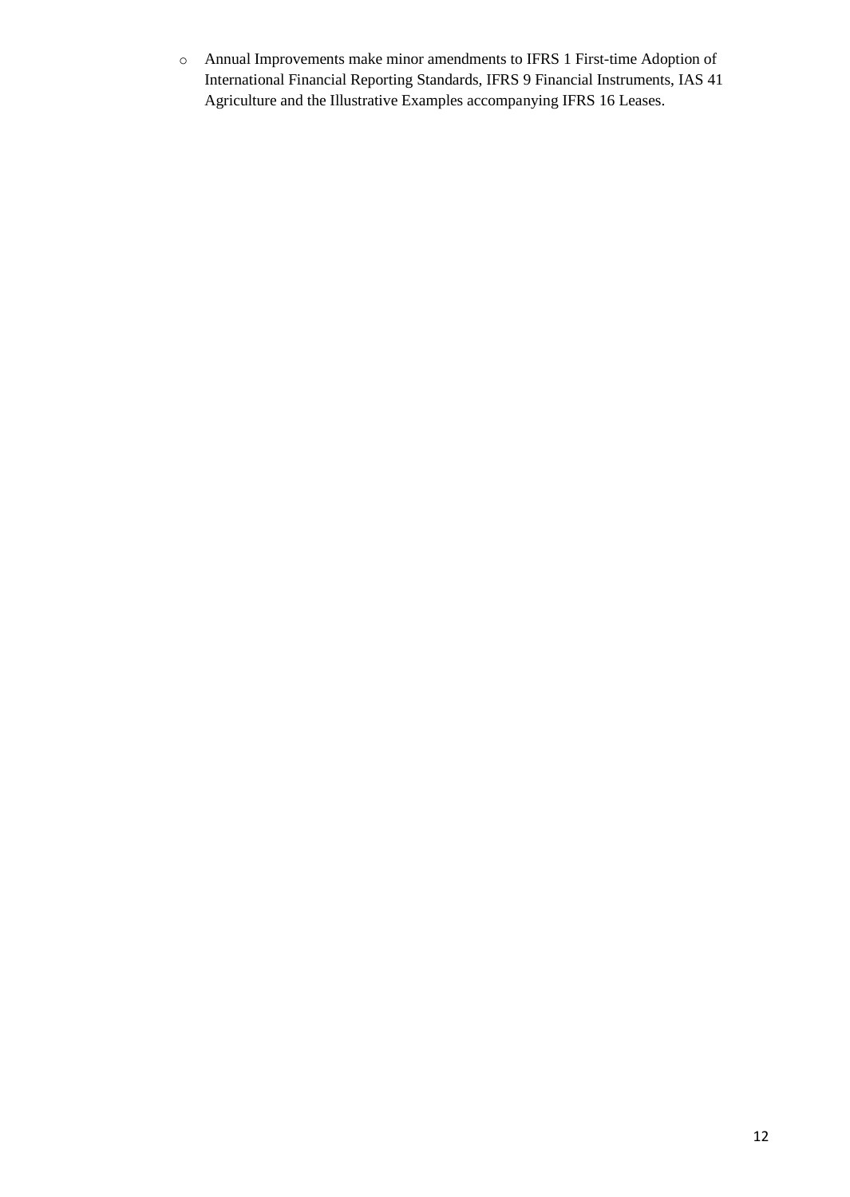- Annual Improvements make minor amendments to IFRS 1 First-time Adoption of International Financial Reporting Standards, IFRS 9 Financial Instruments, IAS 41 Agriculture and the Illustrative Examples accompanying IFRS 16 Leases.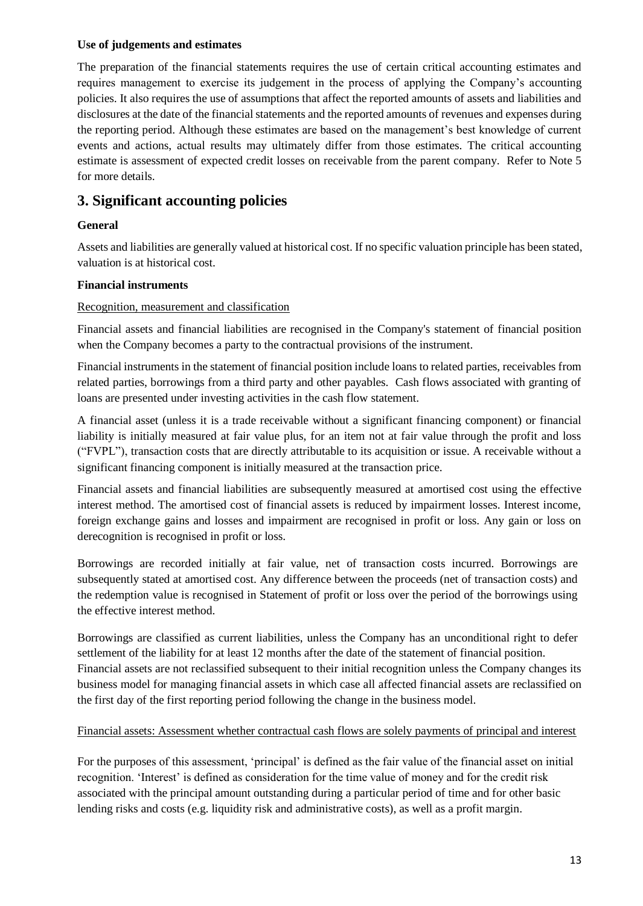**Use of judgements and estimates**

The preparation of the financial statements requires the use of certain critical accounting estimates and requires management to exercise its judgement in the process of applying the Company's accounting policies. It also requires the use of assumptions that affect the reported amounts of assets and liabilities and disclosures at the date of the financial statements and the reported amounts of revenues and expenses during the reporting period. Although these estimates are based on the management's best knowledge of current events and actions, actual results may ultimately differ from those estimates. The critical accounting estimate is assessment of expected credit losses on receivable from the parent company. Refer to Note 5 for more details.

# 3. Significant accounting policies

**General**

Assets and liabilities are generally valued at historical cost. If no specific valuation principle has been stated, valuation is at historical cost.

**Financial instruments**

Recognition, measurement and classification

Financial assets and financial liabilities are recognised in the Company's statement of financial position when the Company becomes a party to the contractual provisions of the instrument.

Financial instruments in the statement of financial position include loans to related parties, receivables from related parties, borrowings from a third party and other payables. Cash flows associated with granting of loans are presented under investing activities in the cash flow statement.

A financial asset (unless it is a trade receivable without a significant financing component) or financial liability is initially measured at fair value plus, for an item not at fair value through the profit and loss ("FVPL"), transaction costs that are directly attributable to its acquisition or issue. A receivable without a significant financing component is initially measured at the transaction price.

Financial assets and financial liabilities are subsequently measured at amortised cost using the effective interest method. The amortised cost of financial assets is reduced by impairment losses. Interest income, foreign exchange gains and losses and impairment are recognised in profit or loss. Any gain or loss on derecognition is recognised in profit or loss.

Borrowings are recorded initially at fair value, net of transaction costs incurred. Borrowings are subsequently stated at amortised cost. Any difference between the proceeds (net of transaction costs) and the redemption value is recognised in Statement of profit or loss over the period of the borrowings using the effective interest method.

Borrowings are classified as current liabilities, unless the Company has an unconditional right to defer settlement of the liability for at least 12 months after the date of the statement of financial position. Financial assets are not reclassified subsequent to their initial recognition unless the Company changes its business model for managing financial assets in which case all affected financial assets are reclassified on the first day of the first reporting period following the change in the business model.

Financial assets: Assessment whether contractual cash flows are solely payments of principal and interest

For the purposes of this assessment, 'principal' is defined as the fair value of the financial asset on initial recognition. 'Interest' is defined as consideration for the time value of money and for the credit risk associated with the principal amount outstanding during a particular period of time and for other basic lending risks and costs (e.g. liquidity risk and administrative costs), as well as a profit margin.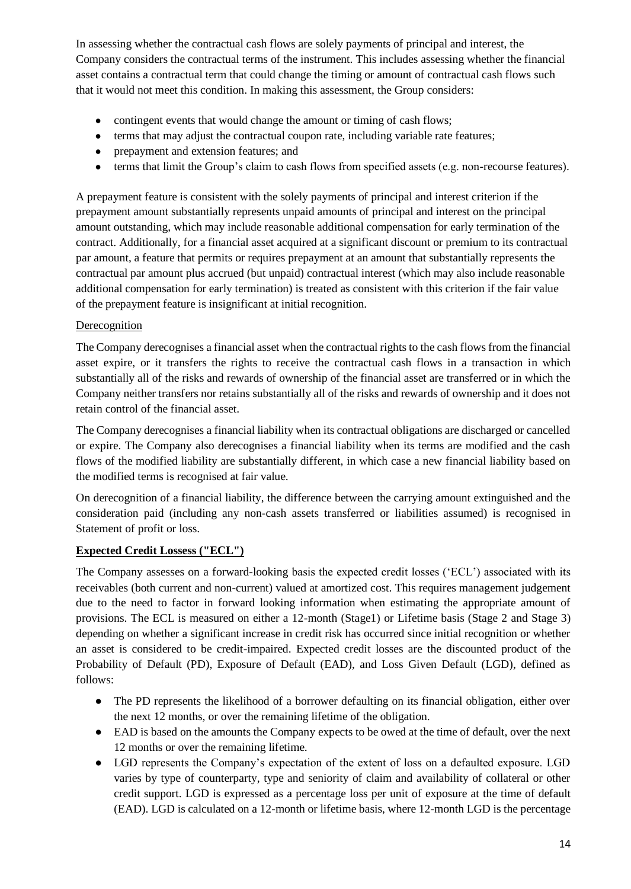In assessing whether the contractual cash flows are solely payments of principal and interest, the Company considers the contractual terms of the instrument. This includes assessing whether the financial asset contains a contractual term that could change the timing or amount of contractual cash flows such that it would not meet this condition. In making this assessment, the Group considers:

- contingent events that would change the amount or timing of cash flows;
- terms that may adjust the contractual coupon rate, including variable rate features;
- prepayment and extension features; and
- terms that limit the Group's claim to cash flows from specified assets (e.g. non-recourse features).

A prepayment feature is consistent with the solely payments of principal and interest criterion if the prepayment amount substantially represents unpaid amounts of principal and interest on the principal amount outstanding, which may include reasonable additional compensation for early termination of the contract. Additionally, for a financial asset acquired at a significant discount or premium to its contractual par amount, a feature that permits or requires prepayment at an amount that substantially represents the contractual par amount plus accrued (but unpaid) contractual interest (which may also include reasonable additional compensation for early termination) is treated as consistent with this criterion if the fair value of the prepayment feature is insignificant at initial recognition.

Derecognition

The Company derecognises a financial asset when the contractual rights to the cash flows from the financial asset expire, or it transfers the rights to receive the contractual cash flows in a transaction in which substantially all of the risks and rewards of ownership of the financial asset are transferred or in which the Company neither transfers nor retains substantially all of the risks and rewards of ownership and it does not retain control of the financial asset.

The Company derecognises a financial liability when its contractual obligations are discharged or cancelled or expire. The Company also derecognises a financial liability when its terms are modified and the cash flows of the modified liability are substantially different, in which case a new financial liability based on the modified terms is recognised at fair value.

On derecognition of a financial liability, the difference between the carrying amount extinguished and the consideration paid (including any non-cash assets transferred or liabilities assumed) is recognised in Statement of profit or loss.

**Expected Credit Lossess ("ECL")**

The Company assesses on a forward-looking basis the expected credit losses ('ECL') associated with its receivables (both current and non-current) valued at amortized cost. This requires management judgement due to the need to factor in forward looking information when estimating the appropriate amount of provisions. The ECL is measured on either a 12-month (Stage1) or Lifetime basis (Stage 2 and Stage 3) depending on whether a significant increase in credit risk has occurred since initial recognition or whether an asset is considered to be credit-impaired. Expected credit losses are the discounted product of the Probability of Default (PD), Exposure of Default (EAD), and Loss Given Default (LGD), defined as follows:

- The PD represents the likelihood of a borrower defaulting on its financial obligation, either over the next 12 months, or over the remaining lifetime of the obligation.
- EAD is based on the amounts the Company expects to be owed at the time of default, over the next 12 months or over the remaining lifetime.
- LGD represents the Company's expectation of the extent of loss on a defaulted exposure. LGD varies by type of counterparty, type and seniority of claim and availability of collateral or other credit support. LGD is expressed as a percentage loss per unit of exposure at the time of default (EAD). LGD is calculated on a 12-month or lifetime basis, where 12-month LGD is the percentage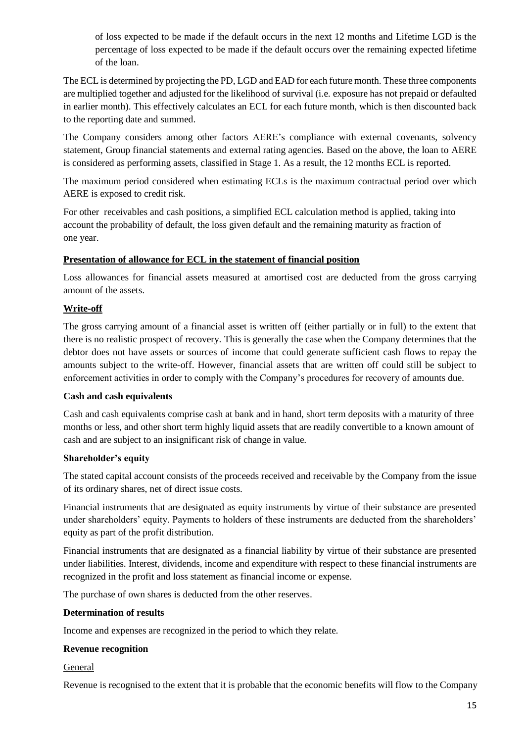of loss expected to be made if the default occurs in the next 12 months and Lifetime LGD is the percentage of loss expected to be made if the default occurs over the remaining expected lifetime of the loan.

The ECL is determined by projecting the PD, LGD and EAD for each future month. These three components are multiplied together and adjusted for the likelihood of survival (i.e. exposure has not prepaid or defaulted in earlier month). This effectively calculates an ECL for each future month, which is then discounted back to the reporting date and summed.

The Company considers among other factors AERE's compliance with external covenants, solvency statement, Group financial statements and external rating agencies. Based on the above, the loan to AERE is considered as performing assets, classified in Stage 1. As a result, the 12 months ECL is reported.

The maximum period considered when estimating ECLs is the maximum contractual period over which AERE is exposed to credit risk.

For other receivables and cash positions, a simplified ECL calculation method is applied, taking into account the probability of default, the loss given default and the remaining maturity as fraction of one year.

**Presentation of allowance for ECL in the statement of financial position**

Loss allowances for financial assets measured at amortised cost are deducted from the gross carrying amount of the assets.

**Write-off**

The gross carrying amount of a financial asset is written off (either partially or in full) to the extent that there is no realistic prospect of recovery. This is generally the case when the Company determines that the debtor does not have assets or sources of income that could generate sufficient cash flows to repay the amounts subject to the write-off. However, financial assets that are written off could still be subject to enforcement activities in order to comply with the Company's procedures for recovery of amounts due.

**Cash and cash equivalents**

Cash and cash equivalents comprise cash at bank and in hand, short term deposits with a maturity of three months or less, and other short term highly liquid assets that are readily convertible to a known amount of cash and are subject to an insignificant risk of change in value.

**Shareholder's equity**

The stated capital account consists of the proceeds received and receivable by the Company from the issue of its ordinary shares, net of direct issue costs.

Financial instruments that are designated as equity instruments by virtue of their substance are presented under shareholders' equity. Payments to holders of these instruments are deducted from the shareholders' equity as part of the profit distribution.

Financial instruments that are designated as a financial liability by virtue of their substance are presented under liabilities. Interest, dividends, income and expenditure with respect to these financial instruments are recognized in the profit and loss statement as financial income or expense.

The purchase of own shares is deducted from the other reserves.

**Determination of results**

Income and expenses are recognized in the period to which they relate.

**Revenue recognition**

General

Revenue is recognised to the extent that it is probable that the economic benefits will flow to the Company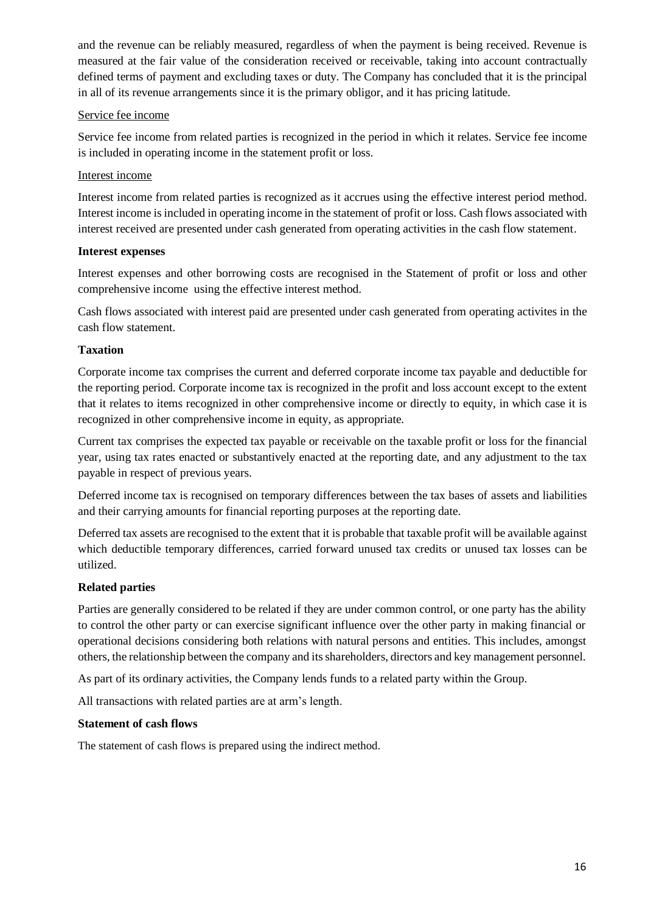and the revenue can be reliably measured, regardless of when the payment is being received. Revenue is measured at the fair value of the consideration received or receivable, taking into account contractually defined terms of payment and excluding taxes or duty. The Company has concluded that it is the principal in all of its revenue arrangements since it is the primary obligor, and it has pricing latitude.

Service fee income

Service fee income from related parties is recognized in the period in which it relates. Service fee income is included in operating income in the statement profit or loss.

Interest income

Interest income from related parties is recognized as it accrues using the effective interest period method. Interest income is included in operating income in the statement of profit or loss. Cash flows associated with interest received are presented under cash generated from operating activities in the cash flow statement.

**Interest expenses**

Interest expenses and other borrowing costs are recognised in the Statement of profit or loss and other comprehensive income using the effective interest method.

Cash flows associated with interest paid are presented under cash generated from operating activites in the cash flow statement.

**Taxation**

Corporate income tax comprises the current and deferred corporate income tax payable and deductible for the reporting period. Corporate income tax is recognized in the profit and loss account except to the extent that it relates to items recognized in other comprehensive income or directly to equity, in which case it is recognized in other comprehensive income in equity, as appropriate.

Current tax comprises the expected tax payable or receivable on the taxable profit or loss for the financial year, using tax rates enacted or substantively enacted at the reporting date, and any adjustment to the tax payable in respect of previous years.

Deferred income tax is recognised on temporary differences between the tax bases of assets and liabilities and their carrying amounts for financial reporting purposes at the reporting date.

Deferred tax assets are recognised to the extent that it is probable that taxable profit will be available against which deductible temporary differences, carried forward unused tax credits or unused tax losses can be utilized.

**Related parties**

Parties are generally considered to be related if they are under common control, or one party has the ability to control the other party or can exercise significant influence over the other party in making financial or operational decisions considering both relations with natural persons and entities. This includes, amongst others, the relationship between the company and its shareholders, directors and key management personnel.

As part of its ordinary activities, the Company lends funds to a related party within the Group.

All transactions with related parties are at arm's length.

**Statement of cash flows**

The statement of cash flows is prepared using the indirect method.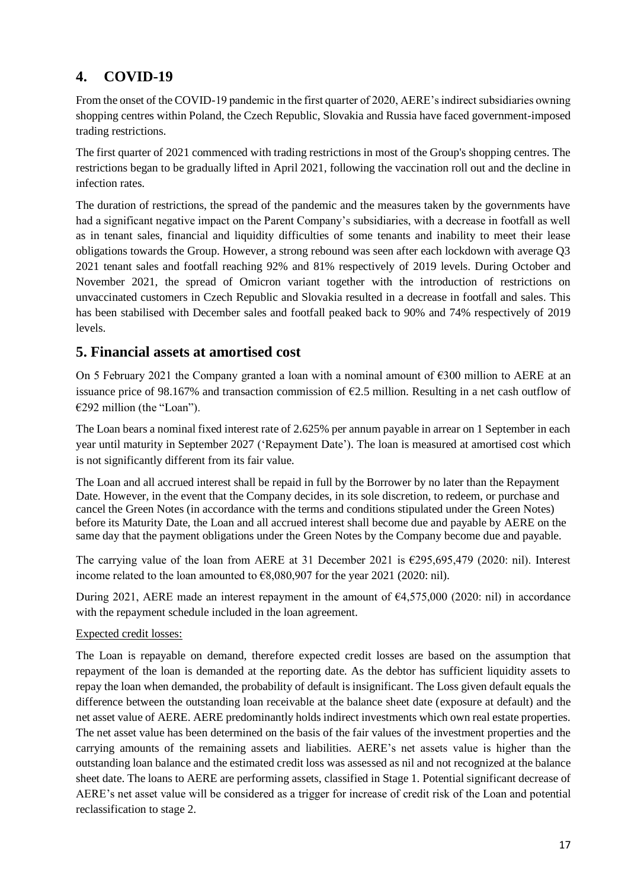## 4. COVID-19

From the onset of the COVID-19 pandemic in the first quarter of 2020, AERE's indirect subsidiaries owning shopping centres within Poland, the Czech Republic, Slovakia and Russia have faced government-imposed trading restrictions.

The first quarter of 2021 commenced with trading restrictions in most of the Group's shopping centres. The restrictions began to be gradually lifted in April 2021, following the vaccination roll out and the decline in infection rates.

The duration of restrictions, the spread of the pandemic and the measures taken by the governments have had a significant negative impact on the Parent Company's subsidiaries, with a decrease in footfall as well as in tenant sales, financial and liquidity difficulties of some tenants and inability to meet their lease obligations towards the Group. However, a strong rebound was seen after each lockdown with average Q3 2021 tenant sales and footfall reaching 92% and 81% respectively of 2019 levels. During October and November 2021, the spread of Omicron variant together with the introduction of restrictions on unvaccinated customers in Czech Republic and Slovakia resulted in a decrease in footfall and sales. This has been stabilised with December sales and footfall peaked back to 90% and 74% respectively of 2019 levels.

## 5. Financial assets at amortised cost

On 5 February 2021 the Company granted a loan with a nominal amount of €300 million to AERE at an issuance price of 98.167% and transaction commission of €2.5 million. Resulting in a net cash outflow of €292 million (the "Loan").

The Loan bears a nominal fixed interest rate of 2.625% per annum payable in arrear on 1 September in each year until maturity in September 2027 ('Repayment Date'). The loan is measured at amortised cost which is not significantly different from its fair value.

The Loan and all accrued interest shall be repaid in full by the Borrower by no later than the Repayment Date. However, in the event that the Company decides, in its sole discretion, to redeem, or purchase and cancel the Green Notes (in accordance with the terms and conditions stipulated under the Green Notes) before its Maturity Date, the Loan and all accrued interest shall become due and payable by AERE on the same day that the payment obligations under the Green Notes by the Company become due and payable.

The carrying value of the loan from AERE at 31 December 2021 is €295,695,479 (2020: nil). Interest income related to the loan amounted to €8,080,907 for the year 2021 (2020: nil).

During 2021, AERE made an interest repayment in the amount of €4,575,000 (2020: nil) in accordance with the repayment schedule included in the loan agreement.

Expected credit losses:

The Loan is repayable on demand, therefore expected credit losses are based on the assumption that repayment of the loan is demanded at the reporting date. As the debtor has sufficient liquidity assets to repay the loan when demanded, the probability of default is insignificant. The Loss given default equals the difference between the outstanding loan receivable at the balance sheet date (exposure at default) and the net asset value of AERE. AERE predominantly holds indirect investments which own real estate properties. The net asset value has been determined on the basis of the fair values of the investment properties and the carrying amounts of the remaining assets and liabilities. AERE's net assets value is higher than the outstanding loan balance and the estimated credit loss was assessed as nil and not recognized at the balance sheet date. The loans to AERE are performing assets, classified in Stage 1. Potential significant decrease of AERE's net asset value will be considered as a trigger for increase of credit risk of the Loan and potential reclassification to stage 2.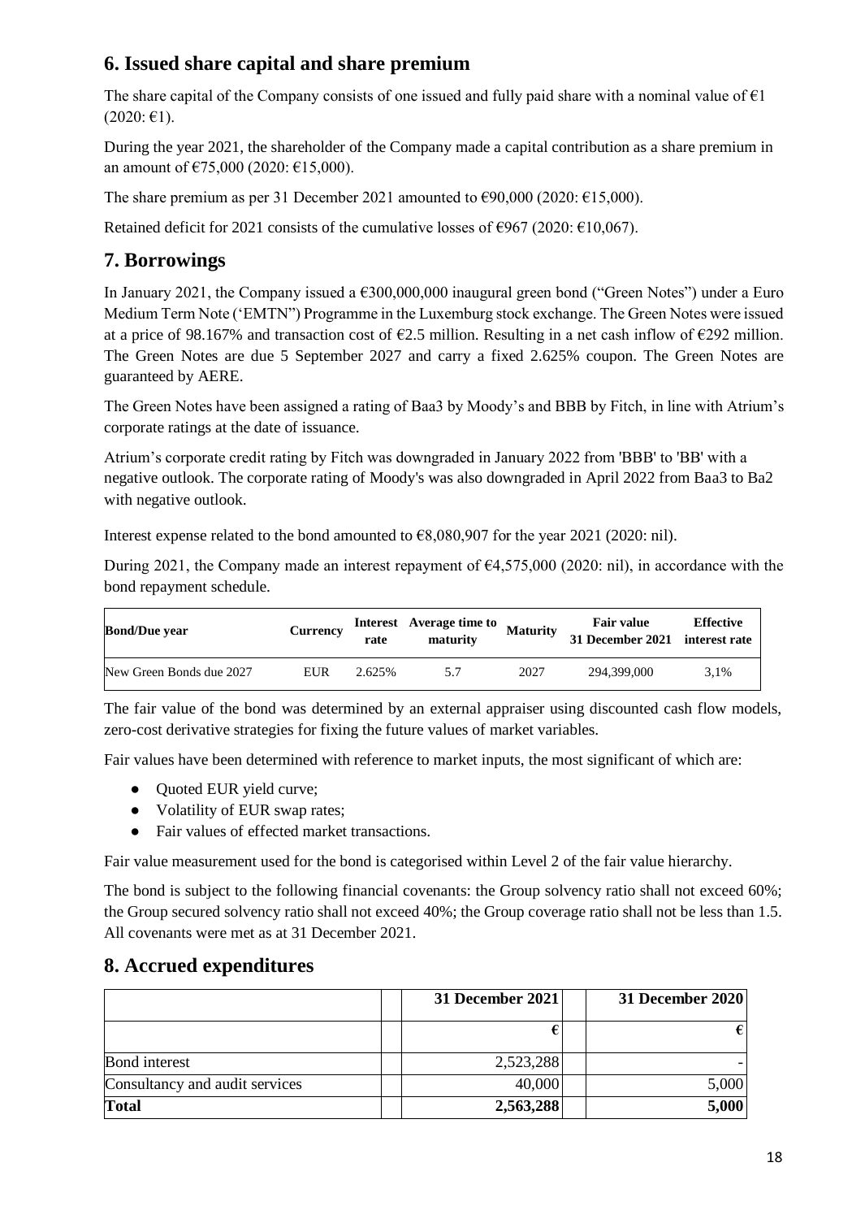## 6. Issued share capital and share premium

The share capital of the Company consists of one issued and fully paid share with a nominal value of €1 (2020: €1).

During the year 2021, the shareholder of the Company made a capital contribution as a share premium in an amount of €75,000 (2020: €15,000).

The share premium as per 31 December 2021 amounted to €90,000 (2020: €15,000).

Retained deficit for 2021 consists of the cumulative losses of €967 (2020: €10,067).

## 7. Borrowings

In January 2021, the Company issued a €300,000,000 inaugural green bond ("Green Notes") under a Euro Medium Term Note ('EMTN") Programme in the Luxemburg stock exchange. The Green Notes were issued at a price of 98.167% and transaction cost of €2.5 million. Resulting in a net cash inflow of €292 million. The Green Notes are due 5 September 2027 and carry a fixed 2.625% coupon. The Green Notes are guaranteed by AERE.

The Green Notes have been assigned a rating of Baa3 by Moody's and BBB by Fitch, in line with Atrium's corporate ratings at the date of issuance.

Atrium's corporate credit rating by Fitch was downgraded in January 2022 from 'BBB' to 'BB' with a negative outlook. The corporate rating of Moody's was also downgraded in April 2022 from Baa3 to Ba2 with negative outlook.

Interest expense related to the bond amounted to €8,080,907 for the year 2021 (2020: nil).

During 2021, the Company made an interest repayment of €4,575,000 (2020: nil), in accordance with the bond repayment schedule.

| Bond/Due year | Currency | Interest rate | Average time to maturity | Maturity | Fair value 31 December 2021 | Effective interest rate |
|---|---|---|---|---|---|---|
| New Green Bonds due 2027 | EUR | 2.625% | 5.7 | 2027 | 294,399,000 | 3,1% |

The fair value of the bond was determined by an external appraiser using discounted cash flow models, zero-cost derivative strategies for fixing the future values of market variables.

Fair values have been determined with reference to market inputs, the most significant of which are:

- Quoted EUR yield curve;
- Volatility of EUR swap rates;
- Fair values of effected market transactions.

Fair value measurement used for the bond is categorised within Level 2 of the fair value hierarchy.

The bond is subject to the following financial covenants: the Group solvency ratio shall not exceed 60%; the Group secured solvency ratio shall not exceed 40%; the Group coverage ratio shall not be less than 1.5. All covenants were met as at 31 December 2021.

## 8. Accrued expenditures

| | 31 December 2021 | 31 December 2020 |
|---|---|---|
| | € | € |
| Bond interest | 2,523,288 | - |
| Consultancy and audit services | 40,000 | 5,000 |
| **Total** | **2,563,288** | **5,000** |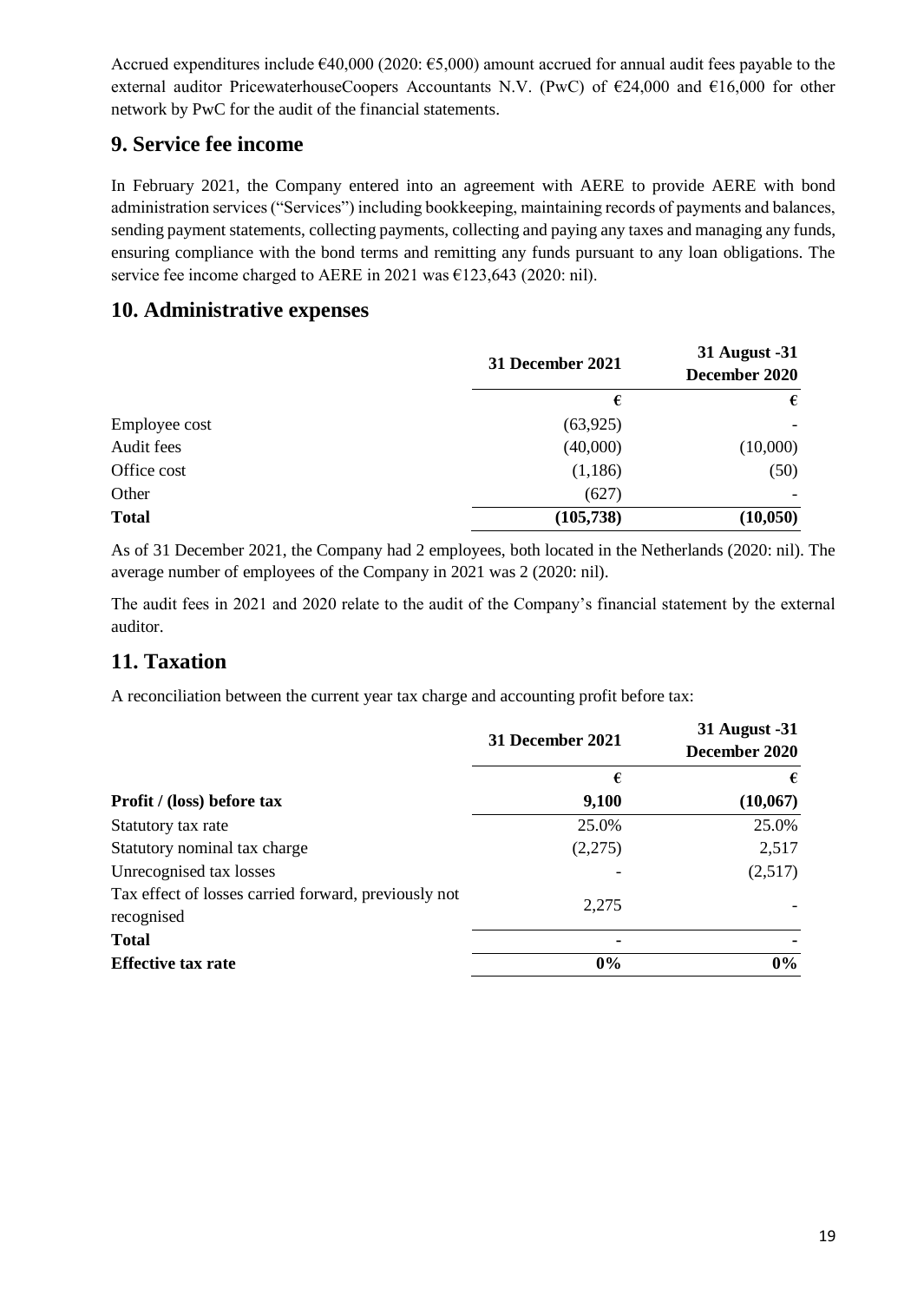Accrued expenditures include €40,000 (2020: €5,000) amount accrued for annual audit fees payable to the external auditor PricewaterhouseCoopers Accountants N.V. (PwC) of €24,000 and €16,000 for other network by PwC for the audit of the financial statements.

## 9. Service fee income

In February 2021, the Company entered into an agreement with AERE to provide AERE with bond administration services ("Services") including bookkeeping, maintaining records of payments and balances, sending payment statements, collecting payments, collecting and paying any taxes and managing any funds, ensuring compliance with the bond terms and remitting any funds pursuant to any loan obligations. The service fee income charged to AERE in 2021 was €123,643 (2020: nil).

## 10. Administrative expenses

| | 31 December 2021 | 31 August -31 December 2020 |
|---|---|---|
| | € | € |
| Employee cost | (63,925) | - |
| Audit fees | (40,000) | (10,000) |
| Office cost | (1,186) | (50) |
| Other | (627) | - |
| **Total** | **(105,738)** | **(10,050)** |

As of 31 December 2021, the Company had 2 employees, both located in the Netherlands (2020: nil). The average number of employees of the Company in 2021 was 2 (2020: nil).

The audit fees in 2021 and 2020 relate to the audit of the Company's financial statement by the external auditor.

## 11. Taxation

A reconciliation between the current year tax charge and accounting profit before tax:

| | 31 December 2021 | 31 August -31 December 2020 |
|---|---|---|
| | € | € |
| **Profit / (loss) before tax** | **9,100** | **(10,067)** |
| Statutory tax rate | 25.0% | 25.0% |
| Statutory nominal tax charge | (2,275) | 2,517 |
| Unrecognised tax losses | - | (2,517) |
| Tax effect of losses carried forward, previously not recognised | 2,275 | - |
| **Total** | **-** | **-** |
| **Effective tax rate** | **0%** | **0%** |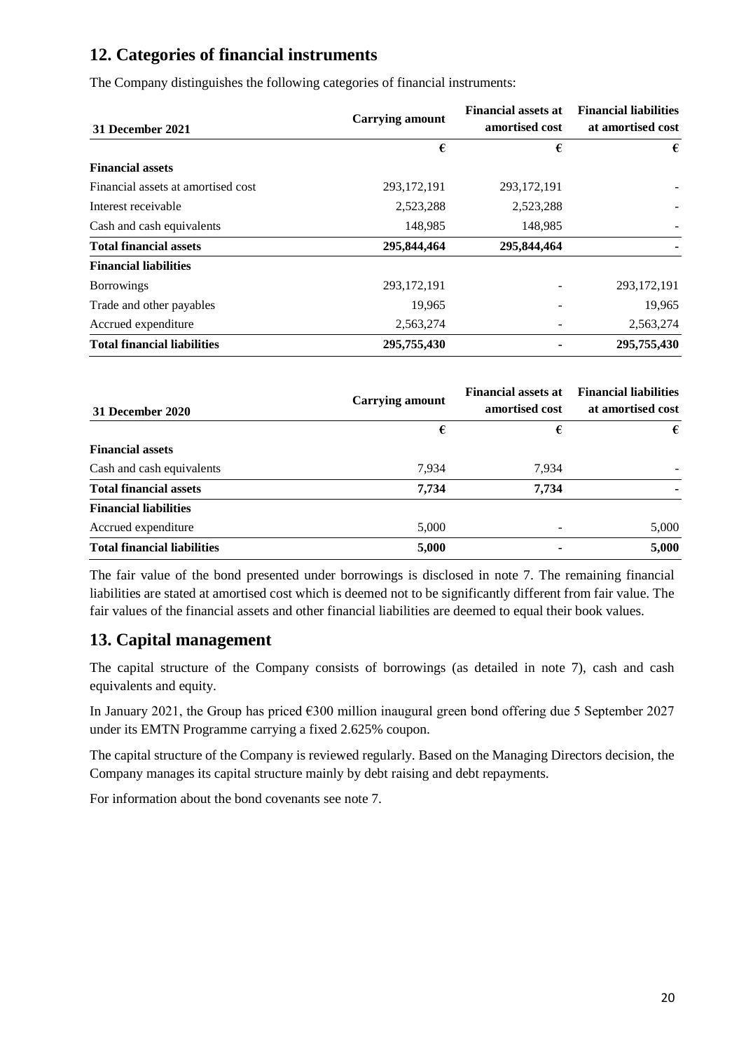## 12. Categories of financial instruments

The Company distinguishes the following categories of financial instruments:

| 31 December 2021 | Carrying amount | Financial assets at amortised cost | Financial liabilities at amortised cost |
|---|---|---|---|
| | € | € | € |
| **Financial assets** | | | |
| Financial assets at amortised cost | 293,172,191 | 293,172,191 | - |
| Interest receivable | 2,523,288 | 2,523,288 | - |
| Cash and cash equivalents | 148,985 | 148,985 | - |
| **Total financial assets** | **295,844,464** | **295,844,464** | **-** |
| **Financial liabilities** | | | |
| Borrowings | 293,172,191 | - | 293,172,191 |
| Trade and other payables | 19,965 | - | 19,965 |
| Accrued expenditure | 2,563,274 | - | 2,563,274 |
| **Total financial liabilities** | **295,755,430** | **-** | **295,755,430** |

| 31 December 2020 | Carrying amount | Financial assets at amortised cost | Financial liabilities at amortised cost |
|---|---|---|---|
| | € | € | € |
| **Financial assets** | | | |
| Cash and cash equivalents | 7,934 | 7,934 | - |
| **Total financial assets** | **7,734** | **7,734** | **-** |
| **Financial liabilities** | | | |
| Accrued expenditure | 5,000 | - | 5,000 |
| **Total financial liabilities** | **5,000** | **-** | **5,000** |

The fair value of the bond presented under borrowings is disclosed in note 7. The remaining financial liabilities are stated at amortised cost which is deemed not to be significantly different from fair value. The fair values of the financial assets and other financial liabilities are deemed to equal their book values.

## 13. Capital management

The capital structure of the Company consists of borrowings (as detailed in note 7), cash and cash equivalents and equity.

In January 2021, the Group has priced €300 million inaugural green bond offering due 5 September 2027 under its EMTN Programme carrying a fixed 2.625% coupon.

The capital structure of the Company is reviewed regularly. Based on the Managing Directors decision, the Company manages its capital structure mainly by debt raising and debt repayments.

For information about the bond covenants see note 7.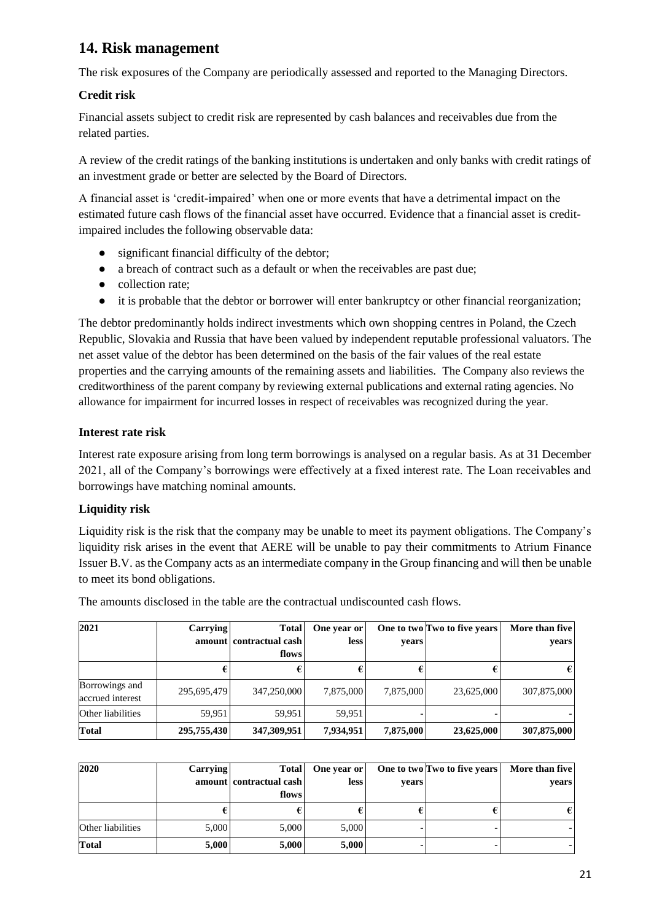## 14. Risk management

The risk exposures of the Company are periodically assessed and reported to the Managing Directors.

### Credit risk

Financial assets subject to credit risk are represented by cash balances and receivables due from the related parties.

A review of the credit ratings of the banking institutions is undertaken and only banks with credit ratings of an investment grade or better are selected by the Board of Directors.

A financial asset is 'credit-impaired' when one or more events that have a detrimental impact on the estimated future cash flows of the financial asset have occurred. Evidence that a financial asset is credit-impaired includes the following observable data:

- significant financial difficulty of the debtor;
- a breach of contract such as a default or when the receivables are past due;
- collection rate;
- it is probable that the debtor or borrower will enter bankruptcy or other financial reorganization;

The debtor predominantly holds indirect investments which own shopping centres in Poland, the Czech Republic, Slovakia and Russia that have been valued by independent reputable professional valuators. The net asset value of the debtor has been determined on the basis of the fair values of the real estate properties and the carrying amounts of the remaining assets and liabilities. The Company also reviews the creditworthiness of the parent company by reviewing external publications and external rating agencies. No allowance for impairment for incurred losses in respect of receivables was recognized during the year.

### Interest rate risk

Interest rate exposure arising from long term borrowings is analysed on a regular basis. As at 31 December 2021, all of the Company's borrowings were effectively at a fixed interest rate. The Loan receivables and borrowings have matching nominal amounts.

### Liquidity risk

Liquidity risk is the risk that the company may be unable to meet its payment obligations. The Company's liquidity risk arises in the event that AERE will be unable to pay their commitments to Atrium Finance Issuer B.V. as the Company acts as an intermediate company in the Group financing and will then be unable to meet its bond obligations.

The amounts disclosed in the table are the contractual undiscounted cash flows.

| 2021 | Carrying amount | Total contractual cash flows | One year or less | One to two years | Two to five years | More than five years |
|---|---|---|---|---|---|---|
| | € | € | € | € | € | € |
| Borrowings and accrued interest | 295,695,479 | 347,250,000 | 7,875,000 | 7,875,000 | 23,625,000 | 307,875,000 |
| Other liabilities | 59,951 | 59,951 | 59,951 | - | - | - |
| **Total** | **295,755,430** | **347,309,951** | **7,934,951** | **7,875,000** | **23,625,000** | **307,875,000** |

| 2020 | Carrying amount | Total contractual cash flows | One year or less | One to two years | Two to five years | More than five years |
|---|---|---|---|---|---|---|
| | € | € | € | € | € | € |
| Other liabilities | 5,000 | 5,000 | 5,000 | - | - | - |
| **Total** | **5,000** | **5,000** | **5,000** | **-** | **-** | **-** |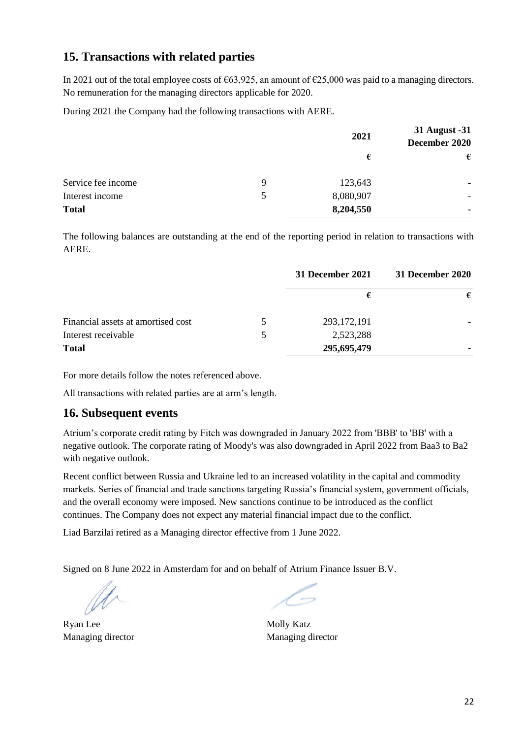## 15. Transactions with related parties

In 2021 out of the total employee costs of €63,925, an amount of €25,000 was paid to a managing directors. No remuneration for the managing directors applicable for 2020.

During 2021 the Company had the following transactions with AERE.

| | | 2021 | 31 August -31 December 2020 |
|---|---|---|---|
| | | € | € |
| Service fee income | 9 | 123,643 | - |
| Interest income | 5 | 8,080,907 | - |
| **Total** | | **8,204,550** | **-** |

The following balances are outstanding at the end of the reporting period in relation to transactions with AERE.

| | | 31 December 2021 | 31 December 2020 |
|---|---|---|---|
| | | € | € |
| Financial assets at amortised cost | 5 | 293,172,191 | - |
| Interest receivable | 5 | 2,523,288 | |
| **Total** | | **295,695,479** | - |

For more details follow the notes referenced above.

All transactions with related parties are at arm's length.

## 16. Subsequent events

Atrium's corporate credit rating by Fitch was downgraded in January 2022 from 'BBB' to 'BB' with a negative outlook. The corporate rating of Moody's was also downgraded in April 2022 from Baa3 to Ba2 with negative outlook.

Recent conflict between Russia and Ukraine led to an increased volatility in the capital and commodity markets. Series of financial and trade sanctions targeting Russia's financial system, government officials, and the overall economy were imposed. New sanctions continue to be introduced as the conflict continues. The Company does not expect any material financial impact due to the conflict.

Liad Barzilai retired as a Managing director effective from 1 June 2022.

Signed on 8 June 2022 in Amsterdam for and on behalf of Atrium Finance Issuer B.V.

Ryan Lee
Managing director

Molly Katz
Managing director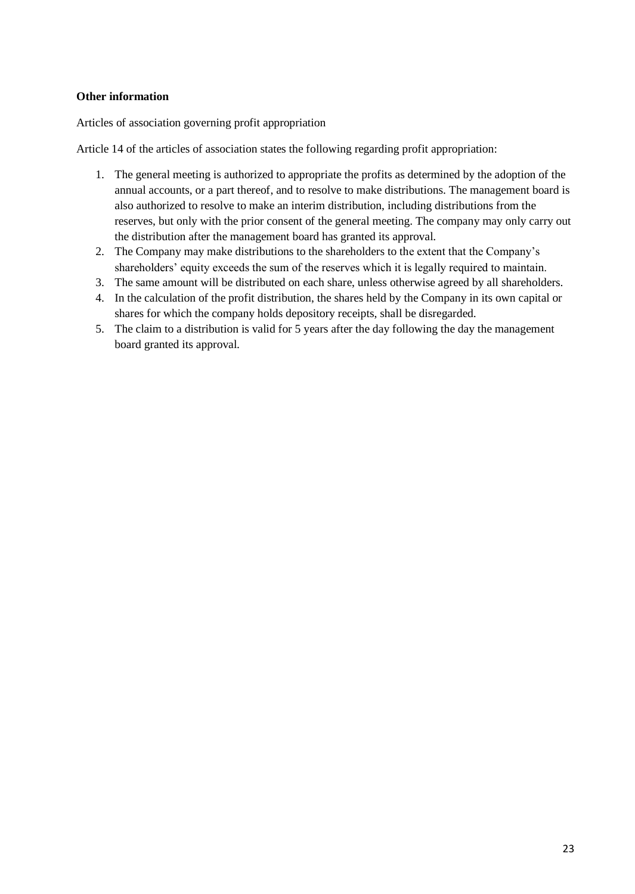**Other information**

Articles of association governing profit appropriation

Article 14 of the articles of association states the following regarding profit appropriation:

1. The general meeting is authorized to appropriate the profits as determined by the adoption of the annual accounts, or a part thereof, and to resolve to make distributions. The management board is also authorized to resolve to make an interim distribution, including distributions from the reserves, but only with the prior consent of the general meeting. The company may only carry out the distribution after the management board has granted its approval.
2. The Company may make distributions to the shareholders to the extent that the Company's shareholders' equity exceeds the sum of the reserves which it is legally required to maintain.
3. The same amount will be distributed on each share, unless otherwise agreed by all shareholders.
4. In the calculation of the profit distribution, the shares held by the Company in its own capital or shares for which the company holds depository receipts, shall be disregarded.
5. The claim to a distribution is valid for 5 years after the day following the day the management board granted its approval.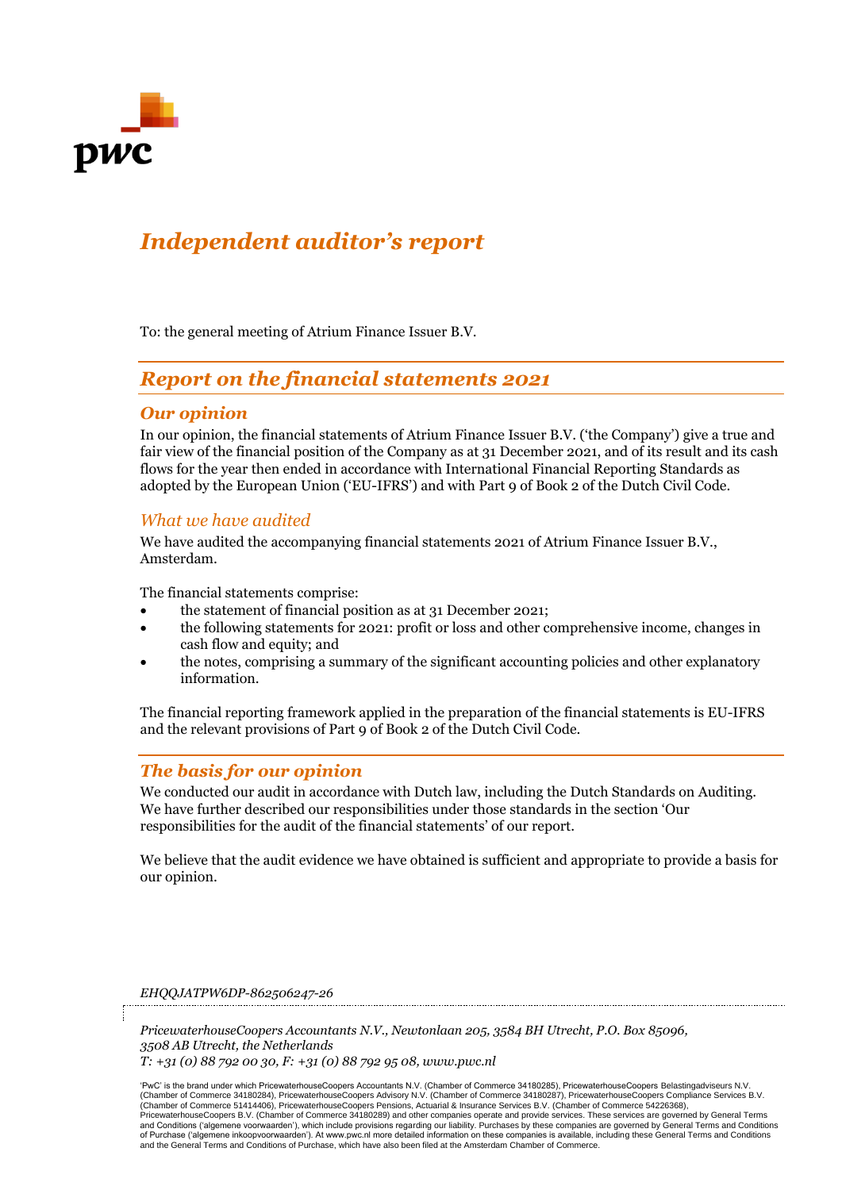# Independent auditor's report

To: the general meeting of Atrium Finance Issuer B.V.

## Report on the financial statements 2021

### Our opinion

In our opinion, the financial statements of Atrium Finance Issuer B.V. ('the Company') give a true and fair view of the financial position of the Company as at 31 December 2021, and of its result and its cash flows for the year then ended in accordance with International Financial Reporting Standards as adopted by the European Union ('EU-IFRS') and with Part 9 of Book 2 of the Dutch Civil Code.

### What we have audited

We have audited the accompanying financial statements 2021 of Atrium Finance Issuer B.V., Amsterdam.

The financial statements comprise:

- the statement of financial position as at 31 December 2021;
- the following statements for 2021: profit or loss and other comprehensive income, changes in cash flow and equity; and
- the notes, comprising a summary of the significant accounting policies and other explanatory information.

The financial reporting framework applied in the preparation of the financial statements is EU-IFRS and the relevant provisions of Part 9 of Book 2 of the Dutch Civil Code.

### The basis for our opinion

We conducted our audit in accordance with Dutch law, including the Dutch Standards on Auditing. We have further described our responsibilities under those standards in the section 'Our responsibilities for the audit of the financial statements' of our report.

We believe that the audit evidence we have obtained is sufficient and appropriate to provide a basis for our opinion.

*EHQQJATPW6DP-862506247-26*

*PricewaterhouseCoopers Accountants N.V., Newtonlaan 205, 3584 BH Utrecht, P.O. Box 85096, 3508 AB Utrecht, the Netherlands*
*T: +31 (0) 88 792 00 30, F: +31 (0) 88 792 95 08, www.pwc.nl*

'PwC' is the brand under which PricewaterhouseCoopers Accountants N.V. (Chamber of Commerce 34180285), PricewaterhouseCoopers Belastingadviseurs N.V. (Chamber of Commerce 34180284), PricewaterhouseCoopers Advisory N.V. (Chamber of Commerce 34180287), PricewaterhouseCoopers Compliance Services B.V. (Chamber of Commerce 51414406), PricewaterhouseCoopers Pensions, Actuarial & Insurance Services B.V. (Chamber of Commerce 54226368), PricewaterhouseCoopers B.V. (Chamber of Commerce 34180289) and other companies operate and provide services. These services are governed by General Terms and Conditions ('algemene voorwaarden'), which include provisions regarding our liability. Purchases by these companies are governed by General Terms and Conditions of Purchase ('algemene inkoopvoorwaarden'). At www.pwc.nl more detailed information on these companies is available, including these General Terms and Conditions and the General Terms and Conditions of Purchase, which have also been filed at the Amsterdam Chamber of Commerce.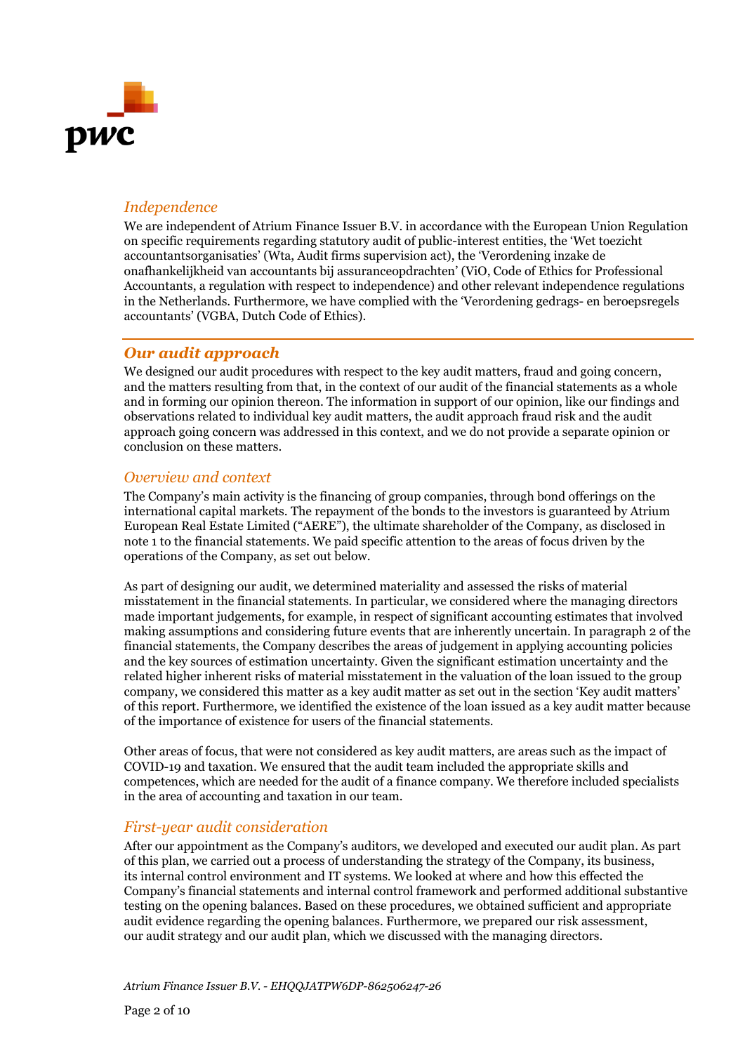### *Independence*

We are independent of Atrium Finance Issuer B.V. in accordance with the European Union Regulation on specific requirements regarding statutory audit of public-interest entities, the 'Wet toezicht accountantsorganisaties' (Wta, Audit firms supervision act), the 'Verordening inzake de onafhankelijkheid van accountants bij assuranceopdrachten' (ViO, Code of Ethics for Professional Accountants, a regulation with respect to independence) and other relevant independence regulations in the Netherlands. Furthermore, we have complied with the 'Verordening gedrags- en beroepsregels accountants' (VGBA, Dutch Code of Ethics).

## *Our audit approach*

We designed our audit procedures with respect to the key audit matters, fraud and going concern, and the matters resulting from that, in the context of our audit of the financial statements as a whole and in forming our opinion thereon. The information in support of our opinion, like our findings and observations related to individual key audit matters, the audit approach fraud risk and the audit approach going concern was addressed in this context, and we do not provide a separate opinion or conclusion on these matters.

### *Overview and context*

The Company's main activity is the financing of group companies, through bond offerings on the international capital markets. The repayment of the bonds to the investors is guaranteed by Atrium European Real Estate Limited ("AERE"), the ultimate shareholder of the Company, as disclosed in note 1 to the financial statements. We paid specific attention to the areas of focus driven by the operations of the Company, as set out below.

As part of designing our audit, we determined materiality and assessed the risks of material misstatement in the financial statements. In particular, we considered where the managing directors made important judgements, for example, in respect of significant accounting estimates that involved making assumptions and considering future events that are inherently uncertain. In paragraph 2 of the financial statements, the Company describes the areas of judgement in applying accounting policies and the key sources of estimation uncertainty. Given the significant estimation uncertainty and the related higher inherent risks of material misstatement in the valuation of the loan issued to the group company, we considered this matter as a key audit matter as set out in the section 'Key audit matters' of this report. Furthermore, we identified the existence of the loan issued as a key audit matter because of the importance of existence for users of the financial statements.

Other areas of focus, that were not considered as key audit matters, are areas such as the impact of COVID-19 and taxation. We ensured that the audit team included the appropriate skills and competences, which are needed for the audit of a finance company. We therefore included specialists in the area of accounting and taxation in our team.

### *First-year audit consideration*

After our appointment as the Company's auditors, we developed and executed our audit plan. As part of this plan, we carried out a process of understanding the strategy of the Company, its business, its internal control environment and IT systems. We looked at where and how this effected the Company's financial statements and internal control framework and performed additional substantive testing on the opening balances. Based on these procedures, we obtained sufficient and appropriate audit evidence regarding the opening balances. Furthermore, we prepared our risk assessment, our audit strategy and our audit plan, which we discussed with the managing directors.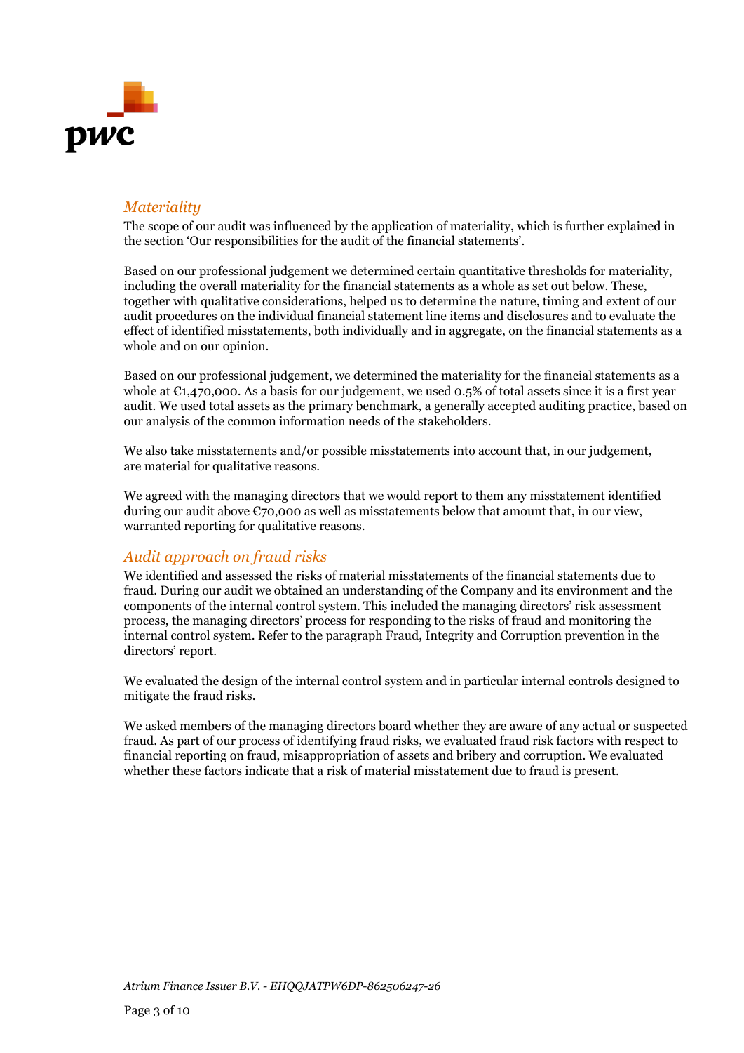### *Materiality*

The scope of our audit was influenced by the application of materiality, which is further explained in the section 'Our responsibilities for the audit of the financial statements'.

Based on our professional judgement we determined certain quantitative thresholds for materiality, including the overall materiality for the financial statements as a whole as set out below. These, together with qualitative considerations, helped us to determine the nature, timing and extent of our audit procedures on the individual financial statement line items and disclosures and to evaluate the effect of identified misstatements, both individually and in aggregate, on the financial statements as a whole and on our opinion.

Based on our professional judgement, we determined the materiality for the financial statements as a whole at €1,470,000. As a basis for our judgement, we used 0.5% of total assets since it is a first year audit. We used total assets as the primary benchmark, a generally accepted auditing practice, based on our analysis of the common information needs of the stakeholders.

We also take misstatements and/or possible misstatements into account that, in our judgement, are material for qualitative reasons.

We agreed with the managing directors that we would report to them any misstatement identified during our audit above €70,000 as well as misstatements below that amount that, in our view, warranted reporting for qualitative reasons.

### *Audit approach on fraud risks*

We identified and assessed the risks of material misstatements of the financial statements due to fraud. During our audit we obtained an understanding of the Company and its environment and the components of the internal control system. This included the managing directors' risk assessment process, the managing directors' process for responding to the risks of fraud and monitoring the internal control system. Refer to the paragraph Fraud, Integrity and Corruption prevention in the directors' report.

We evaluated the design of the internal control system and in particular internal controls designed to mitigate the fraud risks.

We asked members of the managing directors board whether they are aware of any actual or suspected fraud. As part of our process of identifying fraud risks, we evaluated fraud risk factors with respect to financial reporting on fraud, misappropriation of assets and bribery and corruption. We evaluated whether these factors indicate that a risk of material misstatement due to fraud is present.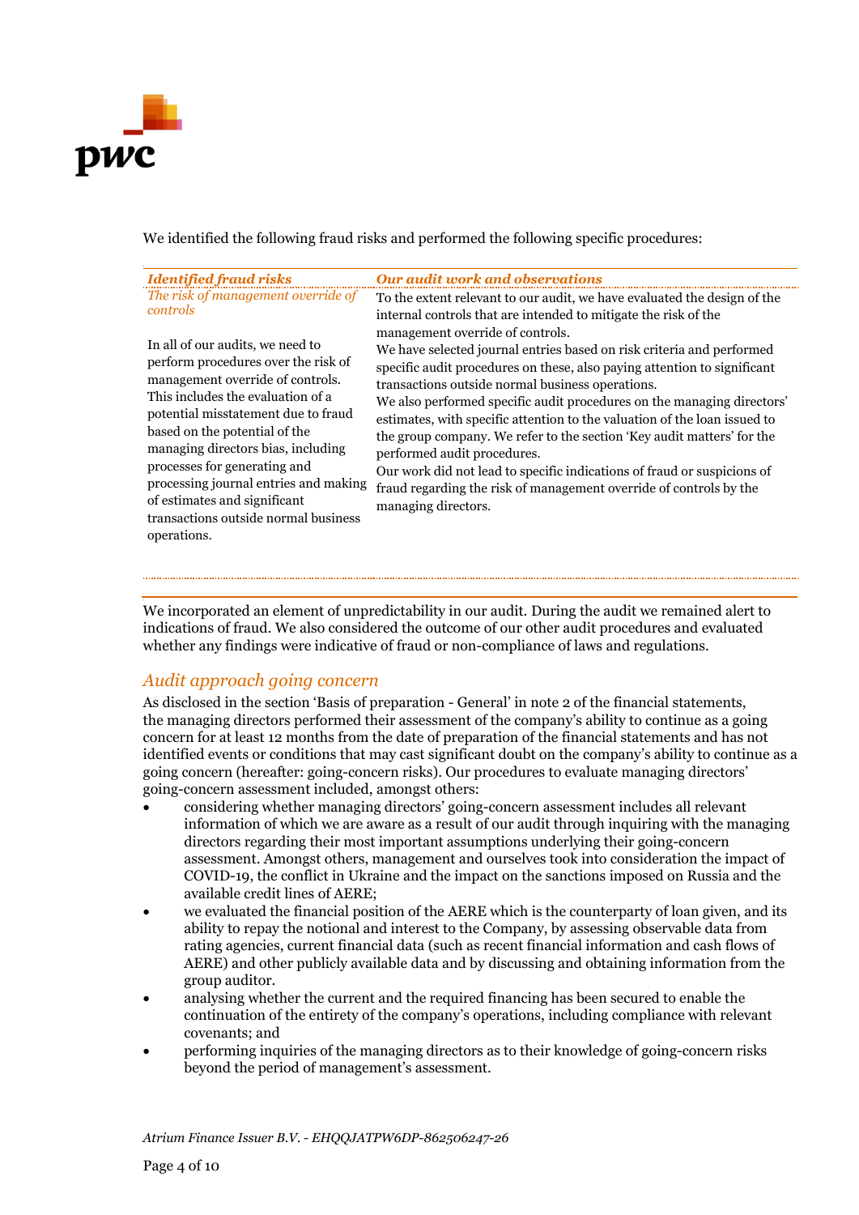We identified the following fraud risks and performed the following specific procedures:

| *Identified fraud risks* | *Our audit work and observations* |
|---|---|
| *The risk of management override of controls*<br><br>In all of our audits, we need to perform procedures over the risk of management override of controls. This includes the evaluation of a potential misstatement due to fraud based on the potential of the managing directors bias, including processes for generating and processing journal entries and making of estimates and significant transactions outside normal business operations. | To the extent relevant to our audit, we have evaluated the design of the internal controls that are intended to mitigate the risk of the management override of controls.<br>We have selected journal entries based on risk criteria and performed specific audit procedures on these, also paying attention to significant transactions outside normal business operations.<br>We also performed specific audit procedures on the managing directors' estimates, with specific attention to the valuation of the loan issued to the group company. We refer to the section 'Key audit matters' for the performed audit procedures.<br>Our work did not lead to specific indications of fraud or suspicions of fraud regarding the risk of management override of controls by the managing directors. |

We incorporated an element of unpredictability in our audit. During the audit we remained alert to indications of fraud. We also considered the outcome of our other audit procedures and evaluated whether any findings were indicative of fraud or non-compliance of laws and regulations.

## *Audit approach going concern*

As disclosed in the section 'Basis of preparation - General' in note 2 of the financial statements, the managing directors performed their assessment of the company's ability to continue as a going concern for at least 12 months from the date of preparation of the financial statements and has not identified events or conditions that may cast significant doubt on the company's ability to continue as a going concern (hereafter: going-concern risks). Our procedures to evaluate managing directors' going-concern assessment included, amongst others:

- considering whether managing directors' going-concern assessment includes all relevant information of which we are aware as a result of our audit through inquiring with the managing directors regarding their most important assumptions underlying their going-concern assessment. Amongst others, management and ourselves took into consideration the impact of COVID-19, the conflict in Ukraine and the impact on the sanctions imposed on Russia and the available credit lines of AERE;
- we evaluated the financial position of the AERE which is the counterparty of loan given, and its ability to repay the notional and interest to the Company, by assessing observable data from rating agencies, current financial data (such as recent financial information and cash flows of AERE) and other publicly available data and by discussing and obtaining information from the group auditor.
- analysing whether the current and the required financing has been secured to enable the continuation of the entirety of the company's operations, including compliance with relevant covenants; and
- performing inquiries of the managing directors as to their knowledge of going-concern risks beyond the period of management's assessment.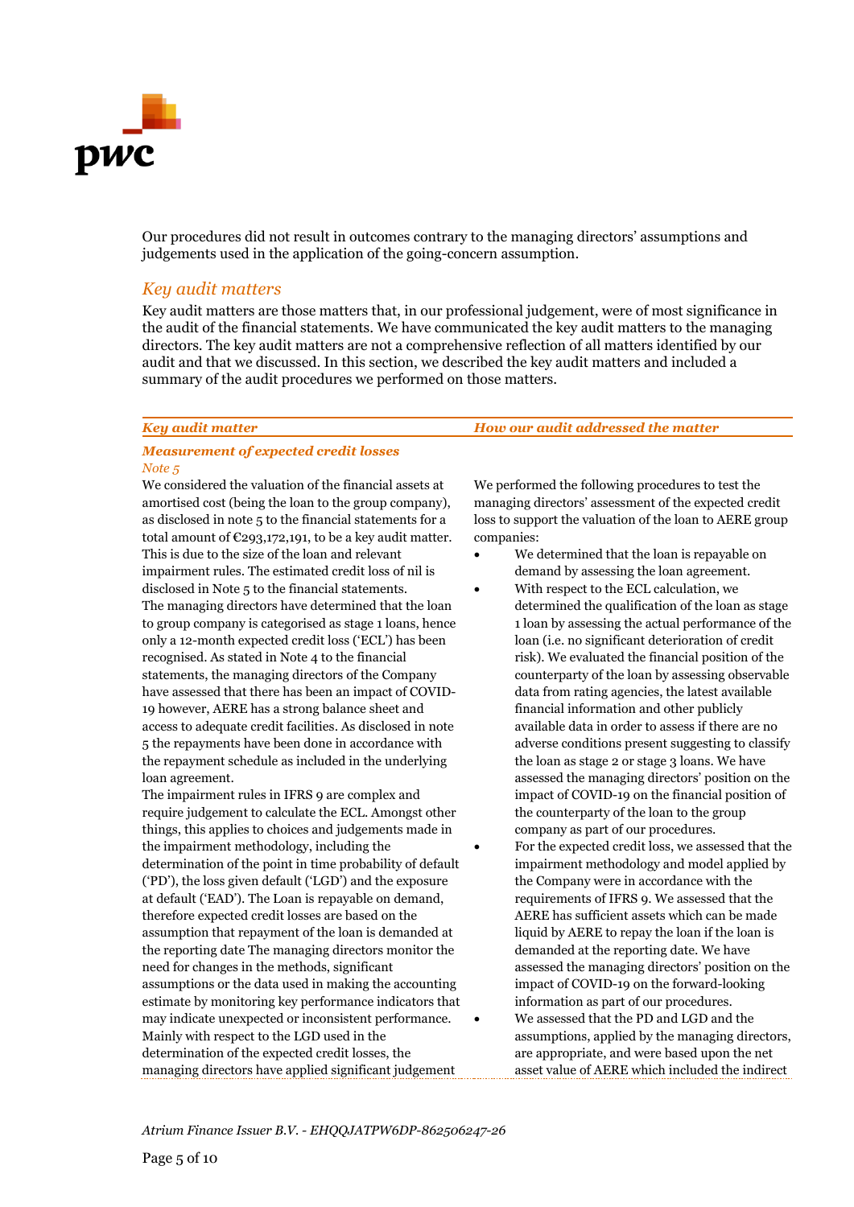Our procedures did not result in outcomes contrary to the managing directors' assumptions and judgements used in the application of the going-concern assumption.

## *Key audit matters*

Key audit matters are those matters that, in our professional judgement, were of most significance in the audit of the financial statements. We have communicated the key audit matters to the managing directors. The key audit matters are not a comprehensive reflection of all matters identified by our audit and that we discussed. In this section, we described the key audit matters and included a summary of the audit procedures we performed on those matters.

| *Key audit matter* | *How our audit addressed the matter* |
|---|---|
| ***Measurement of expected credit losses***<br>*Note 5*<br>We considered the valuation of the financial assets at amortised cost (being the loan to the group company), as disclosed in note 5 to the financial statements for a total amount of €293,172,191, to be a key audit matter. This is due to the size of the loan and relevant impairment rules. The estimated credit loss of nil is disclosed in Note 5 to the financial statements.<br>The managing directors have determined that the loan to group company is categorised as stage 1 loans, hence only a 12-month expected credit loss ('ECL') has been recognised. As stated in Note 4 to the financial statements, the managing directors of the Company have assessed that there has been an impact of COVID-19 however, AERE has a strong balance sheet and access to adequate credit facilities. As disclosed in note 5 the repayments have been done in accordance with the repayment schedule as included in the underlying loan agreement.<br>The impairment rules in IFRS 9 are complex and require judgement to calculate the ECL. Amongst other things, this applies to choices and judgements made in the impairment methodology, including the determination of the point in time probability of default ('PD'), the loss given default ('LGD') and the exposure at default ('EAD'). The Loan is repayable on demand, therefore expected credit losses are based on the assumption that repayment of the loan is demanded at the reporting date The managing directors monitor the need for changes in the methods, significant assumptions or the data used in making the accounting estimate by monitoring key performance indicators that may indicate unexpected or inconsistent performance. Mainly with respect to the LGD used in the determination of the expected credit losses, the managing directors have applied significant judgement | We performed the following procedures to test the managing directors' assessment of the expected credit loss to support the valuation of the loan to AERE group companies:<br>• We determined that the loan is repayable on demand by assessing the loan agreement.<br>• With respect to the ECL calculation, we determined the qualification of the loan as stage 1 loan by assessing the actual performance of the loan (i.e. no significant deterioration of credit risk). We evaluated the financial position of the counterparty of the loan by assessing observable data from rating agencies, the latest available financial information and other publicly available data in order to assess if there are no adverse conditions present suggesting to classify the loan as stage 2 or stage 3 loans. We have assessed the managing directors' position on the impact of COVID-19 on the financial position of the counterparty of the loan to the group company as part of our procedures.<br>• For the expected credit loss, we assessed that the impairment methodology and model applied by the Company were in accordance with the requirements of IFRS 9. We assessed that the AERE has sufficient assets which can be made liquid by AERE to repay the loan if the loan is demanded at the reporting date. We have assessed the managing directors' position on the impact of COVID-19 on the forward-looking information as part of our procedures.<br>• We assessed that the PD and LGD and the assumptions, applied by the managing directors, are appropriate, and were based upon the net asset value of AERE which included the indirect |

*Atrium Finance Issuer B.V. - EHQQJATPW6DP-862506247-26*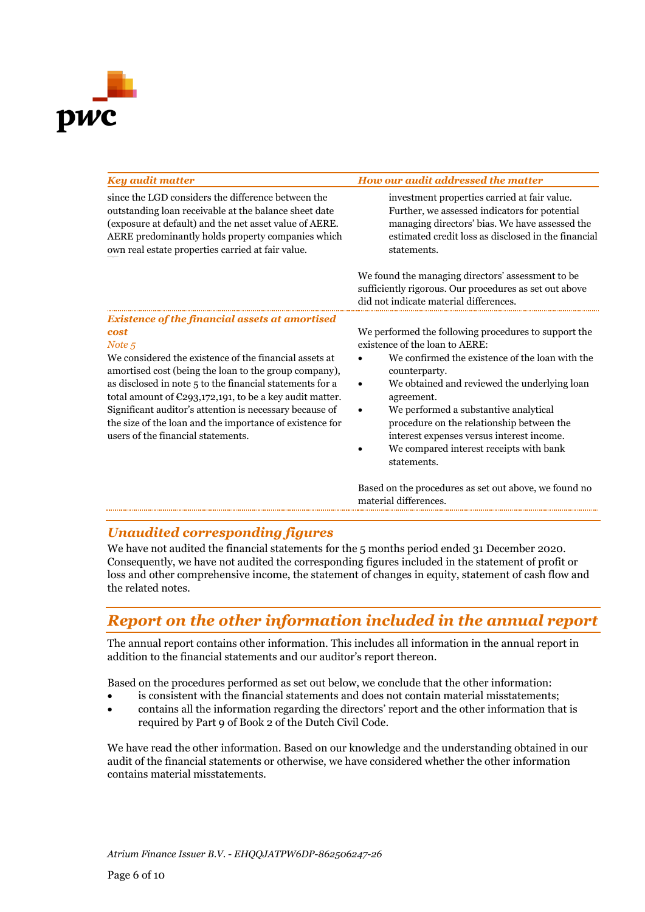| Key audit matter | How our audit addressed the matter |
|---|---|
| since the LGD considers the difference between the outstanding loan receivable at the balance sheet date (exposure at default) and the net asset value of AERE. AERE predominantly holds property companies which own real estate properties carried at fair value. | investment properties carried at fair value. Further, we assessed indicators for potential managing directors' bias. We have assessed the estimated credit loss as disclosed in the financial statements.<br><br>We found the managing directors' assessment to be sufficiently rigorous. Our procedures as set out above did not indicate material differences. |
| ***Existence of the financial assets at amortised cost***<br>*Note 5*<br>We considered the existence of the financial assets at amortised cost (being the loan to the group company), as disclosed in note 5 to the financial statements for a total amount of €293,172,191, to be a key audit matter. Significant auditor's attention is necessary because of the size of the loan and the importance of existence for users of the financial statements. | We performed the following procedures to support the existence of the loan to AERE:<br>• We confirmed the existence of the loan with the counterparty.<br>• We obtained and reviewed the underlying loan agreement.<br>• We performed a substantive analytical procedure on the relationship between the interest expenses versus interest income.<br>• We compared interest receipts with bank statements.<br><br>Based on the procedures as set out above, we found no material differences. |

## *Unaudited corresponding figures*

We have not audited the financial statements for the 5 months period ended 31 December 2020. Consequently, we have not audited the corresponding figures included in the statement of profit or loss and other comprehensive income, the statement of changes in equity, statement of cash flow and the related notes.

## *Report on the other information included in the annual report*

The annual report contains other information. This includes all information in the annual report in addition to the financial statements and our auditor's report thereon.

Based on the procedures performed as set out below, we conclude that the other information:

- is consistent with the financial statements and does not contain material misstatements;
- contains all the information regarding the directors' report and the other information that is required by Part 9 of Book 2 of the Dutch Civil Code.

We have read the other information. Based on our knowledge and the understanding obtained in our audit of the financial statements or otherwise, we have considered whether the other information contains material misstatements.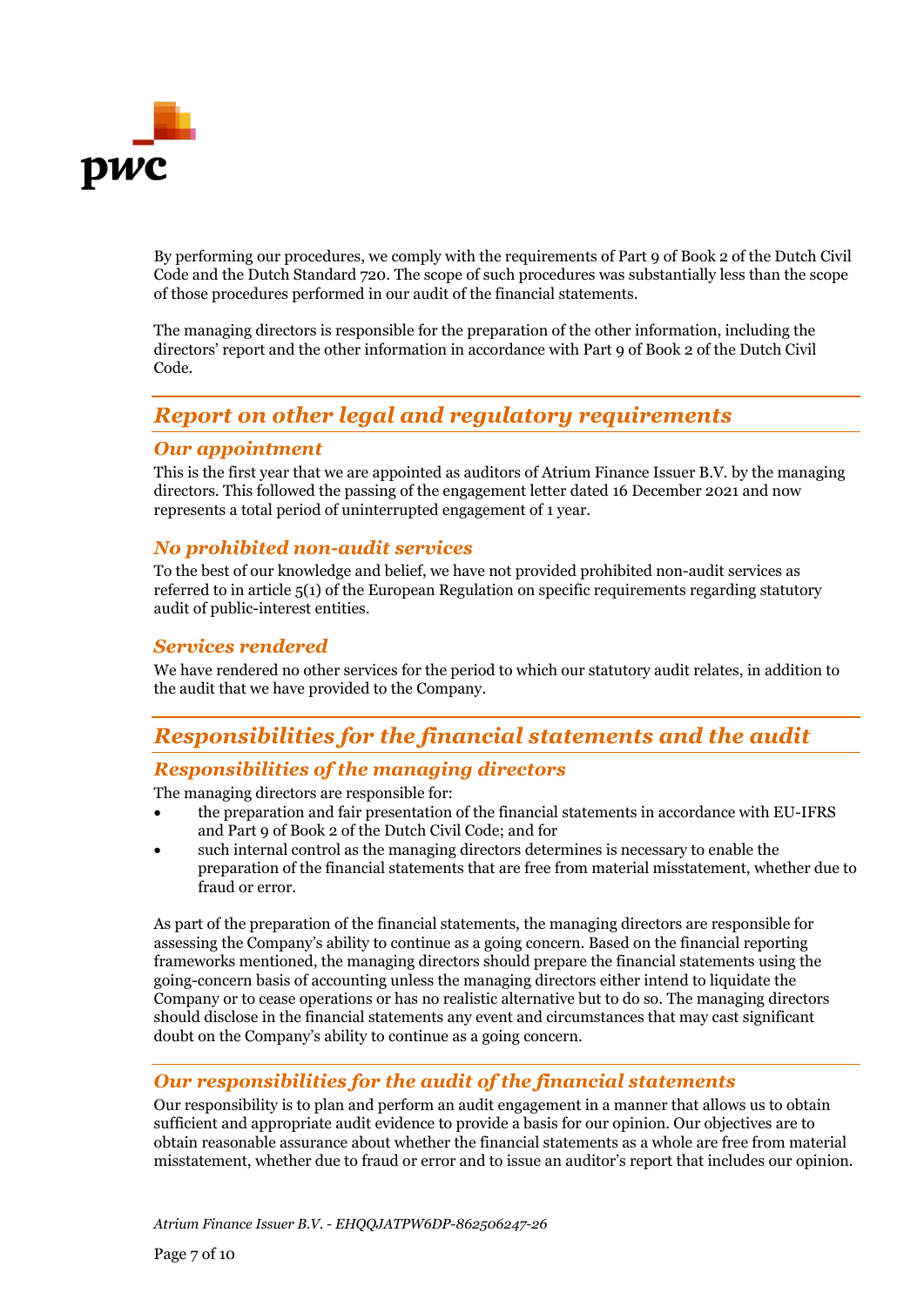By performing our procedures, we comply with the requirements of Part 9 of Book 2 of the Dutch Civil Code and the Dutch Standard 720. The scope of such procedures was substantially less than the scope of those procedures performed in our audit of the financial statements.

The managing directors is responsible for the preparation of the other information, including the directors' report and the other information in accordance with Part 9 of Book 2 of the Dutch Civil Code.

## *Report on other legal and regulatory requirements*

### *Our appointment*

This is the first year that we are appointed as auditors of Atrium Finance Issuer B.V. by the managing directors. This followed the passing of the engagement letter dated 16 December 2021 and now represents a total period of uninterrupted engagement of 1 year.

### *No prohibited non-audit services*

To the best of our knowledge and belief, we have not provided prohibited non-audit services as referred to in article 5(1) of the European Regulation on specific requirements regarding statutory audit of public-interest entities.

### *Services rendered*

We have rendered no other services for the period to which our statutory audit relates, in addition to the audit that we have provided to the Company.

## *Responsibilities for the financial statements and the audit*

### *Responsibilities of the managing directors*

The managing directors are responsible for:

- the preparation and fair presentation of the financial statements in accordance with EU-IFRS and Part 9 of Book 2 of the Dutch Civil Code; and for
- such internal control as the managing directors determines is necessary to enable the preparation of the financial statements that are free from material misstatement, whether due to fraud or error.

As part of the preparation of the financial statements, the managing directors are responsible for assessing the Company's ability to continue as a going concern. Based on the financial reporting frameworks mentioned, the managing directors should prepare the financial statements using the going-concern basis of accounting unless the managing directors either intend to liquidate the Company or to cease operations or has no realistic alternative but to do so. The managing directors should disclose in the financial statements any event and circumstances that may cast significant doubt on the Company's ability to continue as a going concern.

### *Our responsibilities for the audit of the financial statements*

Our responsibility is to plan and perform an audit engagement in a manner that allows us to obtain sufficient and appropriate audit evidence to provide a basis for our opinion. Our objectives are to obtain reasonable assurance about whether the financial statements as a whole are free from material misstatement, whether due to fraud or error and to issue an auditor's report that includes our opinion.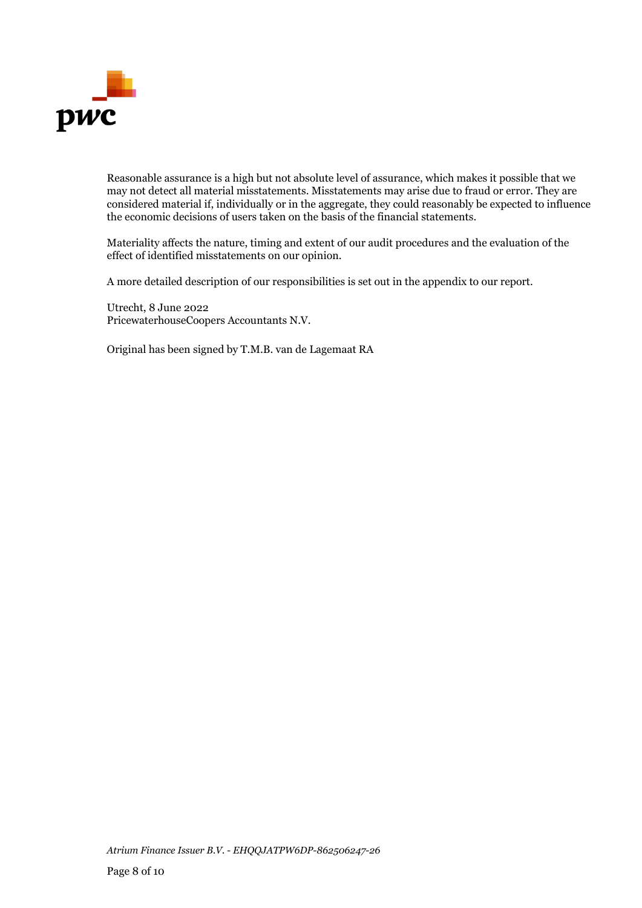Reasonable assurance is a high but not absolute level of assurance, which makes it possible that we may not detect all material misstatements. Misstatements may arise due to fraud or error. They are considered material if, individually or in the aggregate, they could reasonably be expected to influence the economic decisions of users taken on the basis of the financial statements.

Materiality affects the nature, timing and extent of our audit procedures and the evaluation of the effect of identified misstatements on our opinion.

A more detailed description of our responsibilities is set out in the appendix to our report.

Utrecht, 8 June 2022
PricewaterhouseCoopers Accountants N.V.

Original has been signed by T.M.B. van de Lagemaat RA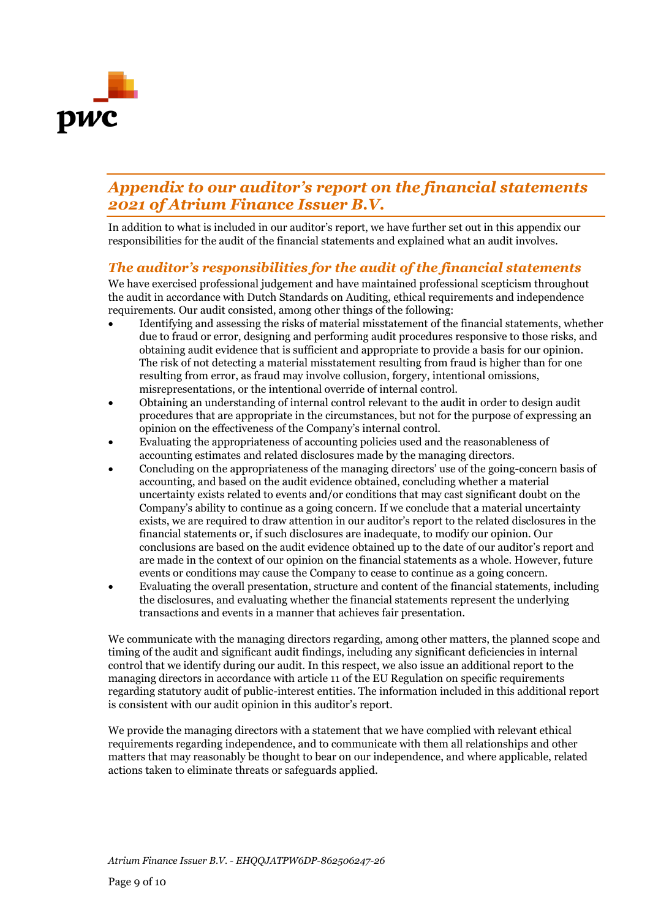## *Appendix to our auditor's report on the financial statements 2021 of Atrium Finance Issuer B.V.*

In addition to what is included in our auditor's report, we have further set out in this appendix our responsibilities for the audit of the financial statements and explained what an audit involves.

### *The auditor's responsibilities for the audit of the financial statements*

We have exercised professional judgement and have maintained professional scepticism throughout the audit in accordance with Dutch Standards on Auditing, ethical requirements and independence requirements. Our audit consisted, among other things of the following:

- Identifying and assessing the risks of material misstatement of the financial statements, whether due to fraud or error, designing and performing audit procedures responsive to those risks, and obtaining audit evidence that is sufficient and appropriate to provide a basis for our opinion. The risk of not detecting a material misstatement resulting from fraud is higher than for one resulting from error, as fraud may involve collusion, forgery, intentional omissions, misrepresentations, or the intentional override of internal control.
- Obtaining an understanding of internal control relevant to the audit in order to design audit procedures that are appropriate in the circumstances, but not for the purpose of expressing an opinion on the effectiveness of the Company's internal control.
- Evaluating the appropriateness of accounting policies used and the reasonableness of accounting estimates and related disclosures made by the managing directors.
- Concluding on the appropriateness of the managing directors' use of the going-concern basis of accounting, and based on the audit evidence obtained, concluding whether a material uncertainty exists related to events and/or conditions that may cast significant doubt on the Company's ability to continue as a going concern. If we conclude that a material uncertainty exists, we are required to draw attention in our auditor's report to the related disclosures in the financial statements or, if such disclosures are inadequate, to modify our opinion. Our conclusions are based on the audit evidence obtained up to the date of our auditor's report and are made in the context of our opinion on the financial statements as a whole. However, future events or conditions may cause the Company to cease to continue as a going concern.
- Evaluating the overall presentation, structure and content of the financial statements, including the disclosures, and evaluating whether the financial statements represent the underlying transactions and events in a manner that achieves fair presentation.

We communicate with the managing directors regarding, among other matters, the planned scope and timing of the audit and significant audit findings, including any significant deficiencies in internal control that we identify during our audit. In this respect, we also issue an additional report to the managing directors in accordance with article 11 of the EU Regulation on specific requirements regarding statutory audit of public-interest entities. The information included in this additional report is consistent with our audit opinion in this auditor's report.

We provide the managing directors with a statement that we have complied with relevant ethical requirements regarding independence, and to communicate with them all relationships and other matters that may reasonably be thought to bear on our independence, and where applicable, related actions taken to eliminate threats or safeguards applied.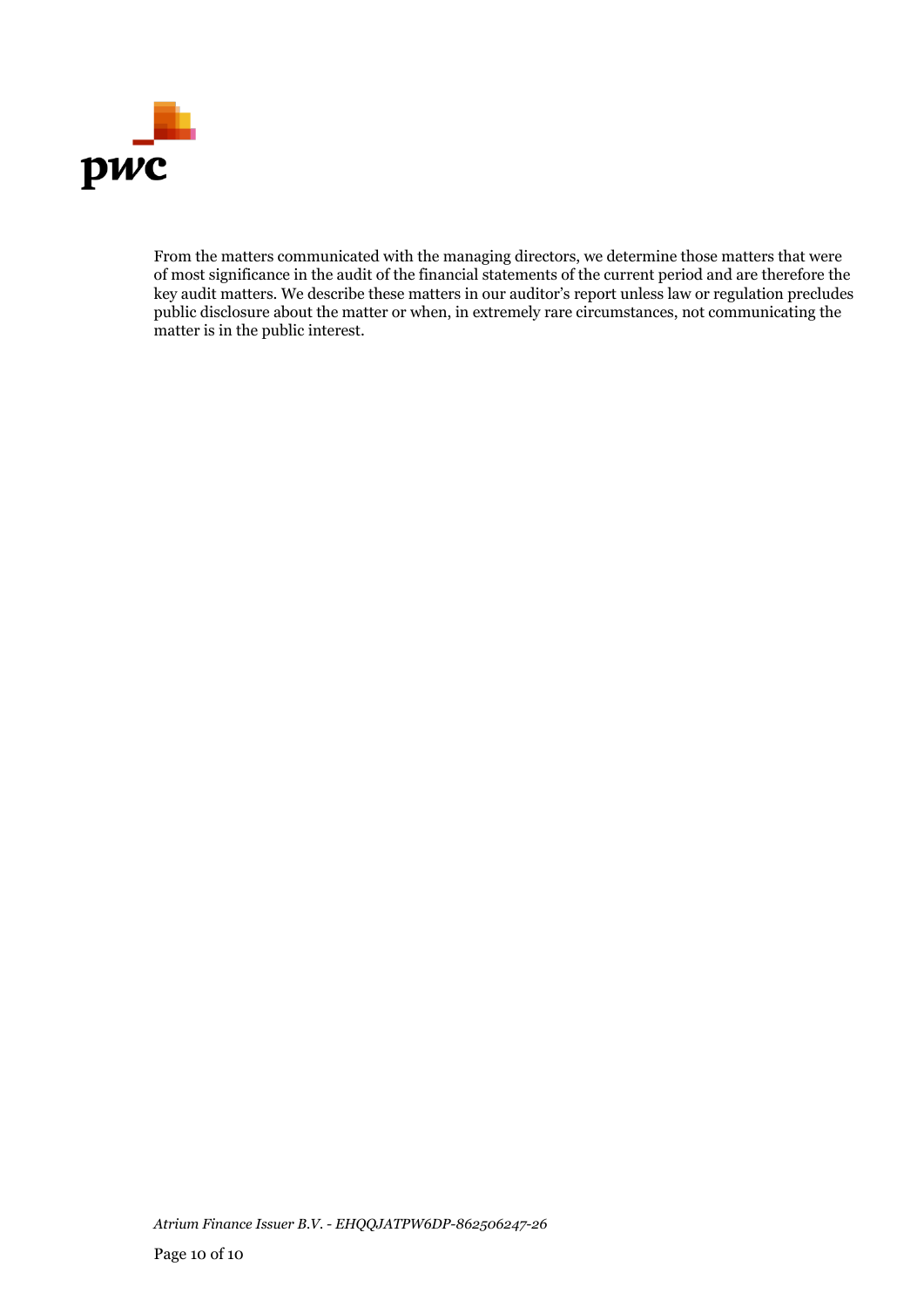From the matters communicated with the managing directors, we determine those matters that were of most significance in the audit of the financial statements of the current period and are therefore the key audit matters. We describe these matters in our auditor's report unless law or regulation precludes public disclosure about the matter or when, in extremely rare circumstances, not communicating the matter is in the public interest.